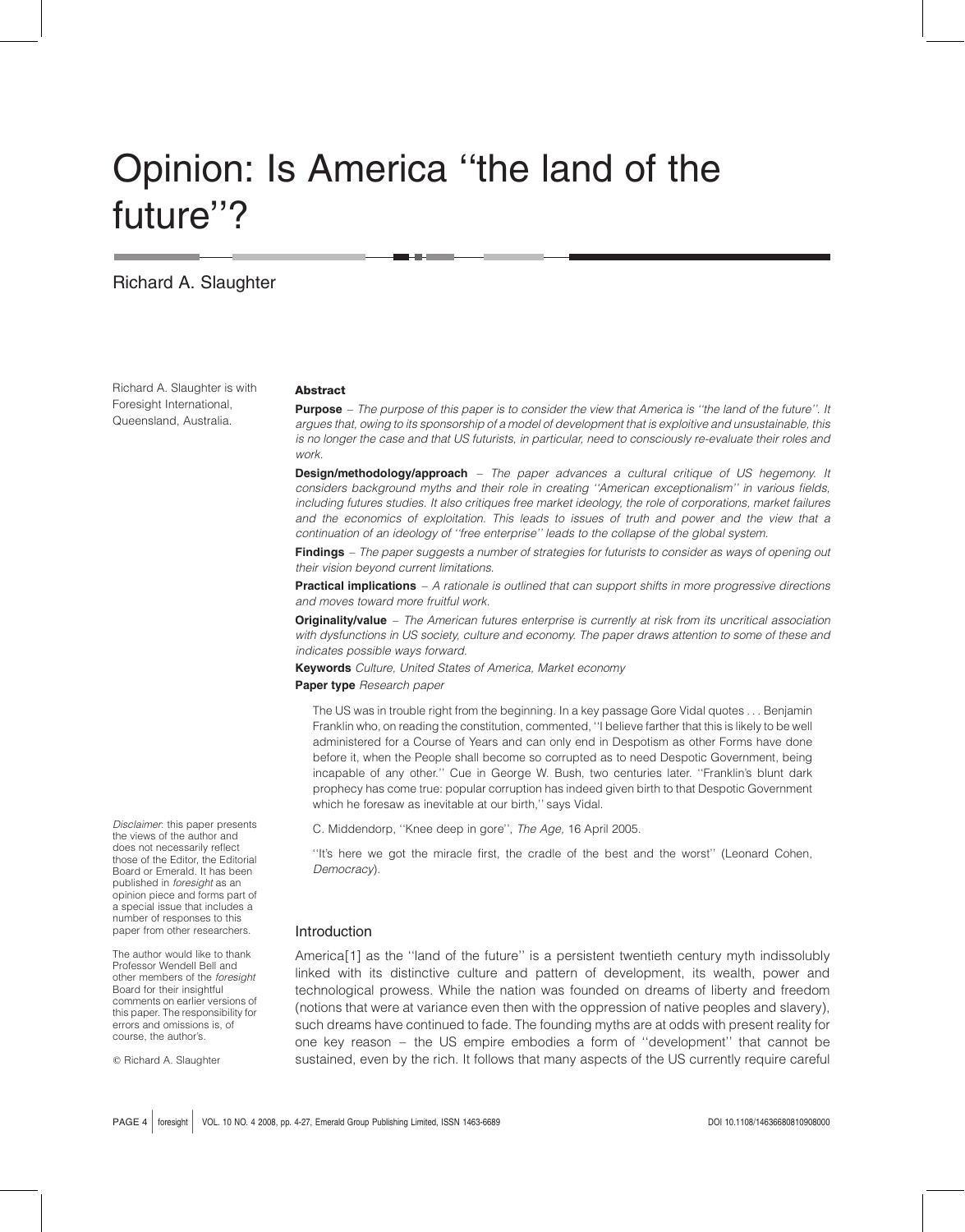# Opinion: Is America ''the land of the future''?

Richard A. Slaughter

Richard A. Slaughter is with Foresight International, Queensland, Australia.

*Disclaimer*: this paper presents the views of the author and does not necessarily reflect those of the Editor, the Editorial Board or Emerald. It has been published in *foresight* as an opinion piece and forms part of a special issue that includes a number of responses to this paper from other researchers.

The author would like to thank Professor Wendell Bell and other members of the *foresight* Board for their insightful comments on earlier versions of this paper. The responsibility for errors and omissions is, of course, the author's.

© Richard A. Slaughter

### Abstract

**Purpose** – *The purpose of this paper is to consider the view that America is ''the land of the future''. It argues that, owing to its sponsorship of a model of development that is exploitive and unsustainable, this is no longer the case and that US futurists, in particular, need to consciously re-evaluate their roles and work.*

**Design/methodology/approach** – *The paper advances a cultural critique of US hegemony. It considers background myths and their role in creating ''American exceptionalism'' in various fields, including futures studies. It also critiques free market ideology, the role of corporations, market failures and the economics of exploitation. This leads to issues of truth and power and the view that a continuation of an ideology of ''free enterprise'' leads to the collapse of the global system.*

**Findings** – *The paper suggests a number of strategies for futurists to consider as ways of opening out their vision beyond current limitations.*

**Practical implications** – *A rationale is outlined that can support shifts in more progressive directions and moves toward more fruitful work.*

**Originality/value** – *The American futures enterprise is currently at risk from its uncritical association with dysfunctions in US society, culture and economy. The paper draws attention to some of these and indicates possible ways forward.*

**Keywords** *Culture, United States of America, Market economy*

**Paper type** *Research paper*

> The US was in trouble right from the beginning. In a key passage Gore Vidal quotes . . . Benjamin Franklin who, on reading the constitution, commented, ''I believe farther that this is likely to be well administered for a Course of Years and can only end in Despotism as other Forms have done before it, when the People shall become so corrupted as to need Despotic Government, being incapable of any other.'' Cue in George W. Bush, two centuries later. ''Franklin's blunt dark prophecy has come true: popular corruption has indeed given birth to that Despotic Government which he foresaw as inevitable at our birth,'' says Vidal.
>
> C. Middendorp, ''Knee deep in gore'', *The Age,* 16 April 2005.
>
> ''It's here we got the miracle first, the cradle of the best and the worst'' (Leonard Cohen, *Democracy*).

## Introduction

America[1] as the ''land of the future'' is a persistent twentieth century myth indissolubly linked with its distinctive culture and pattern of development, its wealth, power and technological prowess. While the nation was founded on dreams of liberty and freedom (notions that were at variance even then with the oppression of native peoples and slavery), such dreams have continued to fade. The founding myths are at odds with present reality for one key reason – the US empire embodies a form of ''development'' that cannot be sustained, even by the rich. It follows that many aspects of the US currently require careful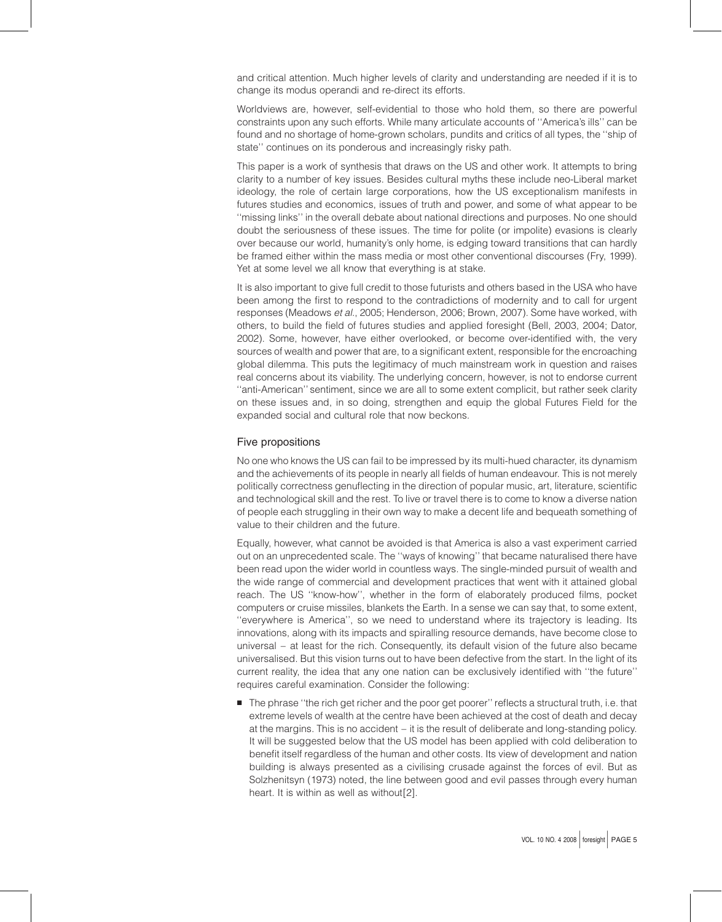and critical attention. Much higher levels of clarity and understanding are needed if it is to change its modus operandi and re-direct its efforts.

Worldviews are, however, self-evidential to those who hold them, so there are powerful constraints upon any such efforts. While many articulate accounts of ''America's ills'' can be found and no shortage of home-grown scholars, pundits and critics of all types, the ''ship of state'' continues on its ponderous and increasingly risky path.

This paper is a work of synthesis that draws on the US and other work. It attempts to bring clarity to a number of key issues. Besides cultural myths these include neo-Liberal market ideology, the role of certain large corporations, how the US exceptionalism manifests in futures studies and economics, issues of truth and power, and some of what appear to be ''missing links'' in the overall debate about national directions and purposes. No one should doubt the seriousness of these issues. The time for polite (or impolite) evasions is clearly over because our world, humanity's only home, is edging toward transitions that can hardly be framed either within the mass media or most other conventional discourses (Fry, 1999). Yet at some level we all know that everything is at stake.

It is also important to give full credit to those futurists and others based in the USA who have been among the first to respond to the contradictions of modernity and to call for urgent responses (Meadows *et al.*, 2005; Henderson, 2006; Brown, 2007). Some have worked, with others, to build the field of futures studies and applied foresight (Bell, 2003, 2004; Dator, 2002). Some, however, have either overlooked, or become over-identified with, the very sources of wealth and power that are, to a significant extent, responsible for the encroaching global dilemma. This puts the legitimacy of much mainstream work in question and raises real concerns about its viability. The underlying concern, however, is not to endorse current ''anti-American'' sentiment, since we are all to some extent complicit, but rather seek clarity on these issues and, in so doing, strengthen and equip the global Futures Field for the expanded social and cultural role that now beckons.

## Five propositions

No one who knows the US can fail to be impressed by its multi-hued character, its dynamism and the achievements of its people in nearly all fields of human endeavour. This is not merely politically correctness genuflecting in the direction of popular music, art, literature, scientific and technological skill and the rest. To live or travel there is to come to know a diverse nation of people each struggling in their own way to make a decent life and bequeath something of value to their children and the future.

Equally, however, what cannot be avoided is that America is also a vast experiment carried out on an unprecedented scale. The ''ways of knowing'' that became naturalised there have been read upon the wider world in countless ways. The single-minded pursuit of wealth and the wide range of commercial and development practices that went with it attained global reach. The US ''know-how'', whether in the form of elaborately produced films, pocket computers or cruise missiles, blankets the Earth. In a sense we can say that, to some extent, ''everywhere is America'', so we need to understand where its trajectory is leading. Its innovations, along with its impacts and spiralling resource demands, have become close to universal – at least for the rich. Consequently, its default vision of the future also became universalised. But this vision turns out to have been defective from the start. In the light of its current reality, the idea that any one nation can be exclusively identified with ''the future'' requires careful examination. Consider the following:

- The phrase ''the rich get richer and the poor get poorer'' reflects a structural truth, i.e. that extreme levels of wealth at the centre have been achieved at the cost of death and decay at the margins. This is no accident – it is the result of deliberate and long-standing policy. It will be suggested below that the US model has been applied with cold deliberation to benefit itself regardless of the human and other costs. Its view of development and nation building is always presented as a civilising crusade against the forces of evil. But as Solzhenitsyn (1973) noted, the line between good and evil passes through every human heart. It is within as well as without[2].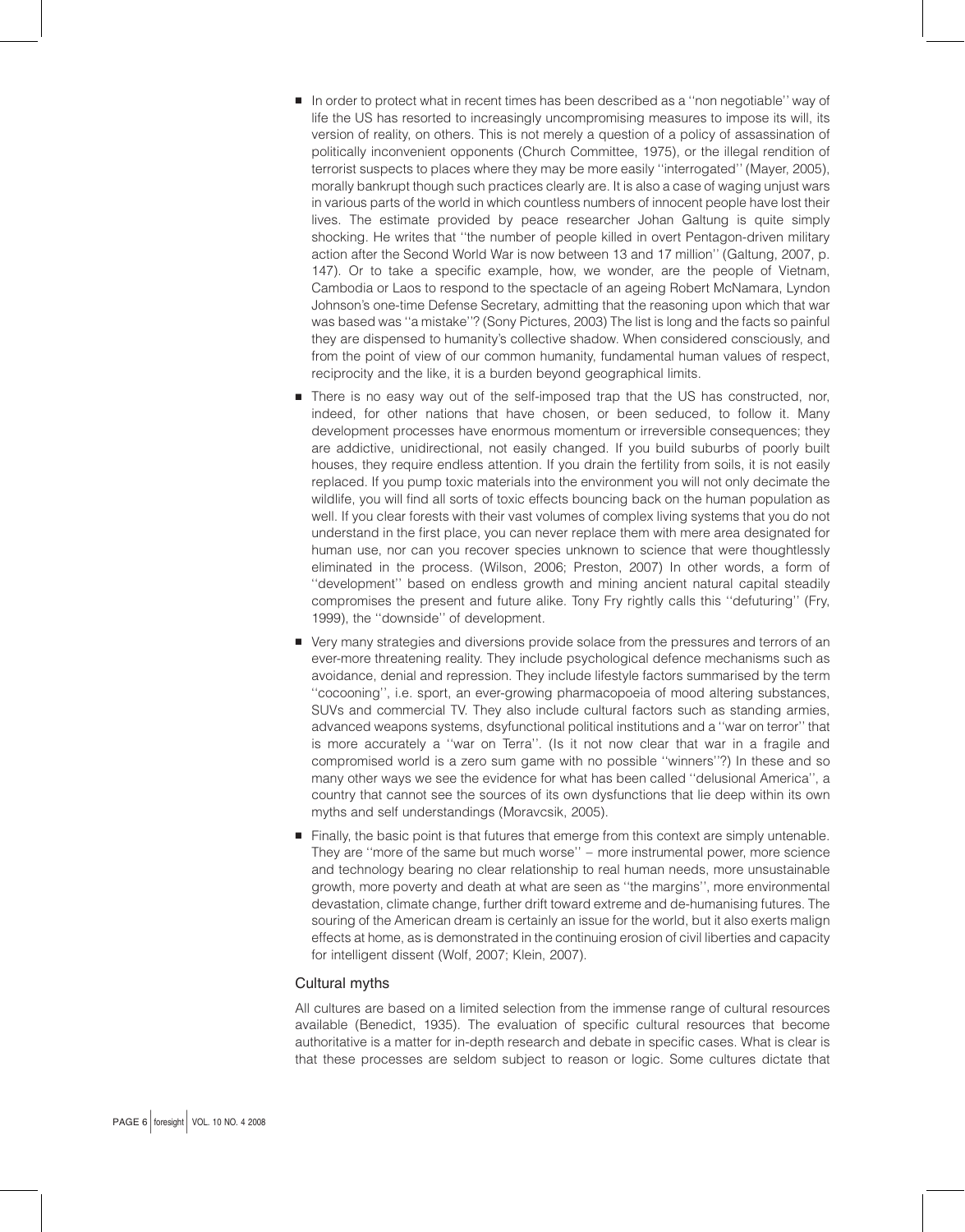- In order to protect what in recent times has been described as a ''non negotiable'' way of life the US has resorted to increasingly uncompromising measures to impose its will, its version of reality, on others. This is not merely a question of a policy of assassination of politically inconvenient opponents (Church Committee, 1975), or the illegal rendition of terrorist suspects to places where they may be more easily ''interrogated'' (Mayer, 2005), morally bankrupt though such practices clearly are. It is also a case of waging unjust wars in various parts of the world in which countless numbers of innocent people have lost their lives. The estimate provided by peace researcher Johan Galtung is quite simply shocking. He writes that ''the number of people killed in overt Pentagon-driven military action after the Second World War is now between 13 and 17 million'' (Galtung, 2007, p. 147). Or to take a specific example, how, we wonder, are the people of Vietnam, Cambodia or Laos to respond to the spectacle of an ageing Robert McNamara, Lyndon Johnson's one-time Defense Secretary, admitting that the reasoning upon which that war was based was ''a mistake''? (Sony Pictures, 2003) The list is long and the facts so painful they are dispensed to humanity's collective shadow. When considered consciously, and from the point of view of our common humanity, fundamental human values of respect, reciprocity and the like, it is a burden beyond geographical limits.
- There is no easy way out of the self-imposed trap that the US has constructed, nor, indeed, for other nations that have chosen, or been seduced, to follow it. Many development processes have enormous momentum or irreversible consequences; they are addictive, unidirectional, not easily changed. If you build suburbs of poorly built houses, they require endless attention. If you drain the fertility from soils, it is not easily replaced. If you pump toxic materials into the environment you will not only decimate the wildlife, you will find all sorts of toxic effects bouncing back on the human population as well. If you clear forests with their vast volumes of complex living systems that you do not understand in the first place, you can never replace them with mere area designated for human use, nor can you recover species unknown to science that were thoughtlessly eliminated in the process. (Wilson, 2006; Preston, 2007) In other words, a form of ''development'' based on endless growth and mining ancient natural capital steadily compromises the present and future alike. Tony Fry rightly calls this ''defuturing'' (Fry, 1999), the ''downside'' of development.
- Very many strategies and diversions provide solace from the pressures and terrors of an ever-more threatening reality. They include psychological defence mechanisms such as avoidance, denial and repression. They include lifestyle factors summarised by the term ''cocooning'', i.e. sport, an ever-growing pharmacopoeia of mood altering substances, SUVs and commercial TV. They also include cultural factors such as standing armies, advanced weapons systems, dsyfunctional political institutions and a ''war on terror'' that is more accurately a ''war on Terra''. (Is it not now clear that war in a fragile and compromised world is a zero sum game with no possible ''winners''?) In these and so many other ways we see the evidence for what has been called ''delusional America'', a country that cannot see the sources of its own dysfunctions that lie deep within its own myths and self understandings (Moravcsik, 2005).
- Finally, the basic point is that futures that emerge from this context are simply untenable. They are ''more of the same but much worse'' – more instrumental power, more science and technology bearing no clear relationship to real human needs, more unsustainable growth, more poverty and death at what are seen as ''the margins'', more environmental devastation, climate change, further drift toward extreme and de-humanising futures. The souring of the American dream is certainly an issue for the world, but it also exerts malign effects at home, as is demonstrated in the continuing erosion of civil liberties and capacity for intelligent dissent (Wolf, 2007; Klein, 2007).

## Cultural myths

All cultures are based on a limited selection from the immense range of cultural resources available (Benedict, 1935). The evaluation of specific cultural resources that become authoritative is a matter for in-depth research and debate in specific cases. What is clear is that these processes are seldom subject to reason or logic. Some cultures dictate that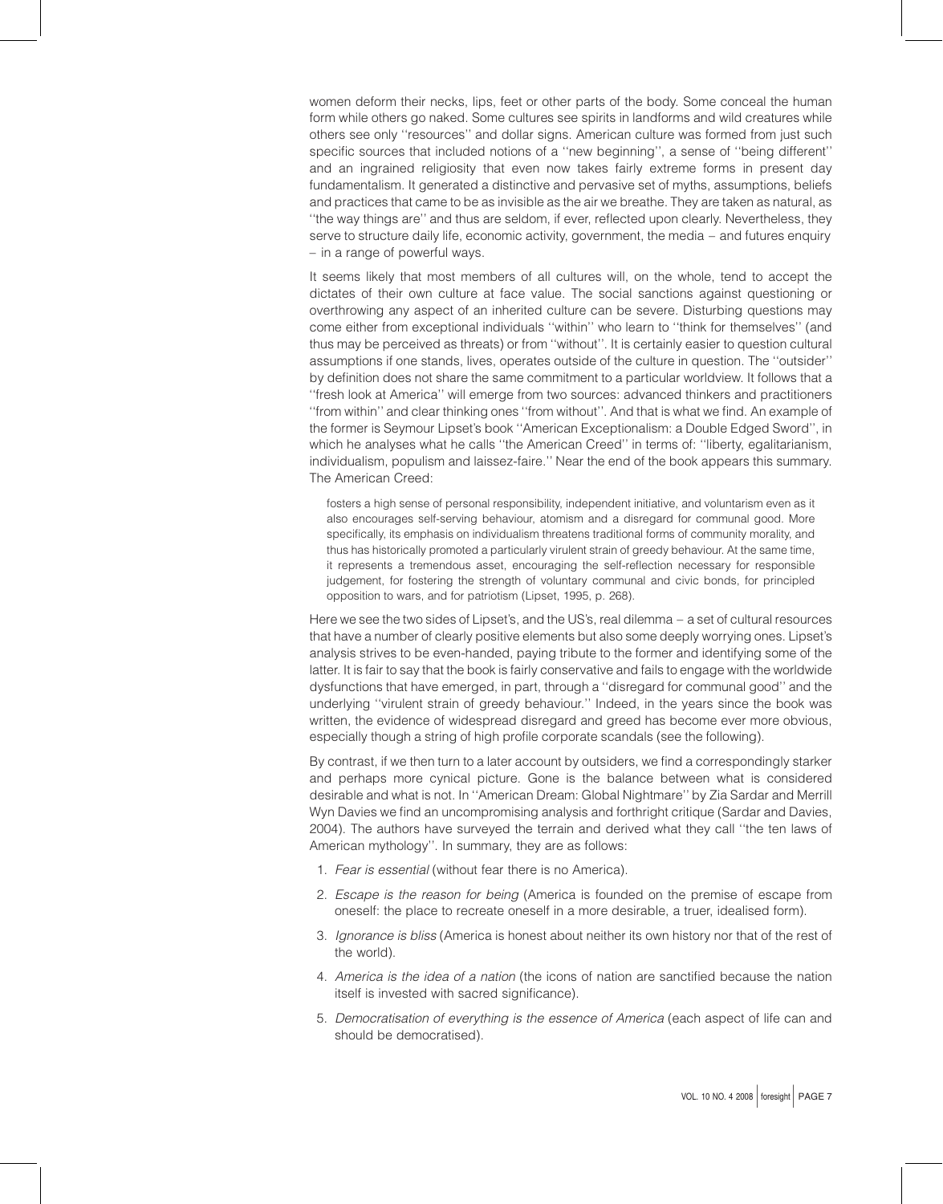women deform their necks, lips, feet or other parts of the body. Some conceal the human form while others go naked. Some cultures see spirits in landforms and wild creatures while others see only ''resources'' and dollar signs. American culture was formed from just such specific sources that included notions of a ''new beginning'', a sense of ''being different'' and an ingrained religiosity that even now takes fairly extreme forms in present day fundamentalism. It generated a distinctive and pervasive set of myths, assumptions, beliefs and practices that came to be as invisible as the air we breathe. They are taken as natural, as ''the way things are'' and thus are seldom, if ever, reflected upon clearly. Nevertheless, they serve to structure daily life, economic activity, government, the media – and futures enquiry – in a range of powerful ways.

It seems likely that most members of all cultures will, on the whole, tend to accept the dictates of their own culture at face value. The social sanctions against questioning or overthrowing any aspect of an inherited culture can be severe. Disturbing questions may come either from exceptional individuals ''within'' who learn to ''think for themselves'' (and thus may be perceived as threats) or from ''without''. It is certainly easier to question cultural assumptions if one stands, lives, operates outside of the culture in question. The ''outsider'' by definition does not share the same commitment to a particular worldview. It follows that a ''fresh look at America'' will emerge from two sources: advanced thinkers and practitioners ''from within'' and clear thinking ones ''from without''. And that is what we find. An example of the former is Seymour Lipset's book ''American Exceptionalism: a Double Edged Sword'', in which he analyses what he calls ''the American Creed'' in terms of: ''liberty, egalitarianism, individualism, populism and laissez-faire.'' Near the end of the book appears this summary. The American Creed:

> fosters a high sense of personal responsibility, independent initiative, and voluntarism even as it also encourages self-serving behaviour, atomism and a disregard for communal good. More specifically, its emphasis on individualism threatens traditional forms of community morality, and thus has historically promoted a particularly virulent strain of greedy behaviour. At the same time, it represents a tremendous asset, encouraging the self-reflection necessary for responsible judgement, for fostering the strength of voluntary communal and civic bonds, for principled opposition to wars, and for patriotism (Lipset, 1995, p. 268).

Here we see the two sides of Lipset's, and the US's, real dilemma – a set of cultural resources that have a number of clearly positive elements but also some deeply worrying ones. Lipset's analysis strives to be even-handed, paying tribute to the former and identifying some of the latter. It is fair to say that the book is fairly conservative and fails to engage with the worldwide dysfunctions that have emerged, in part, through a ''disregard for communal good'' and the underlying ''virulent strain of greedy behaviour.'' Indeed, in the years since the book was written, the evidence of widespread disregard and greed has become ever more obvious, especially though a string of high profile corporate scandals (see the following).

By contrast, if we then turn to a later account by outsiders, we find a correspondingly starker and perhaps more cynical picture. Gone is the balance between what is considered desirable and what is not. In ''American Dream: Global Nightmare'' by Zia Sardar and Merrill Wyn Davies we find an uncompromising analysis and forthright critique (Sardar and Davies, 2004). The authors have surveyed the terrain and derived what they call ''the ten laws of American mythology''. In summary, they are as follows:

1. *Fear is essential* (without fear there is no America).
2. *Escape is the reason for being* (America is founded on the premise of escape from oneself: the place to recreate oneself in a more desirable, a truer, idealised form).
3. *Ignorance is bliss* (America is honest about neither its own history nor that of the rest of the world).
4. *America is the idea of a nation* (the icons of nation are sanctified because the nation itself is invested with sacred significance).
5. *Democratisation of everything is the essence of America* (each aspect of life can and should be democratised).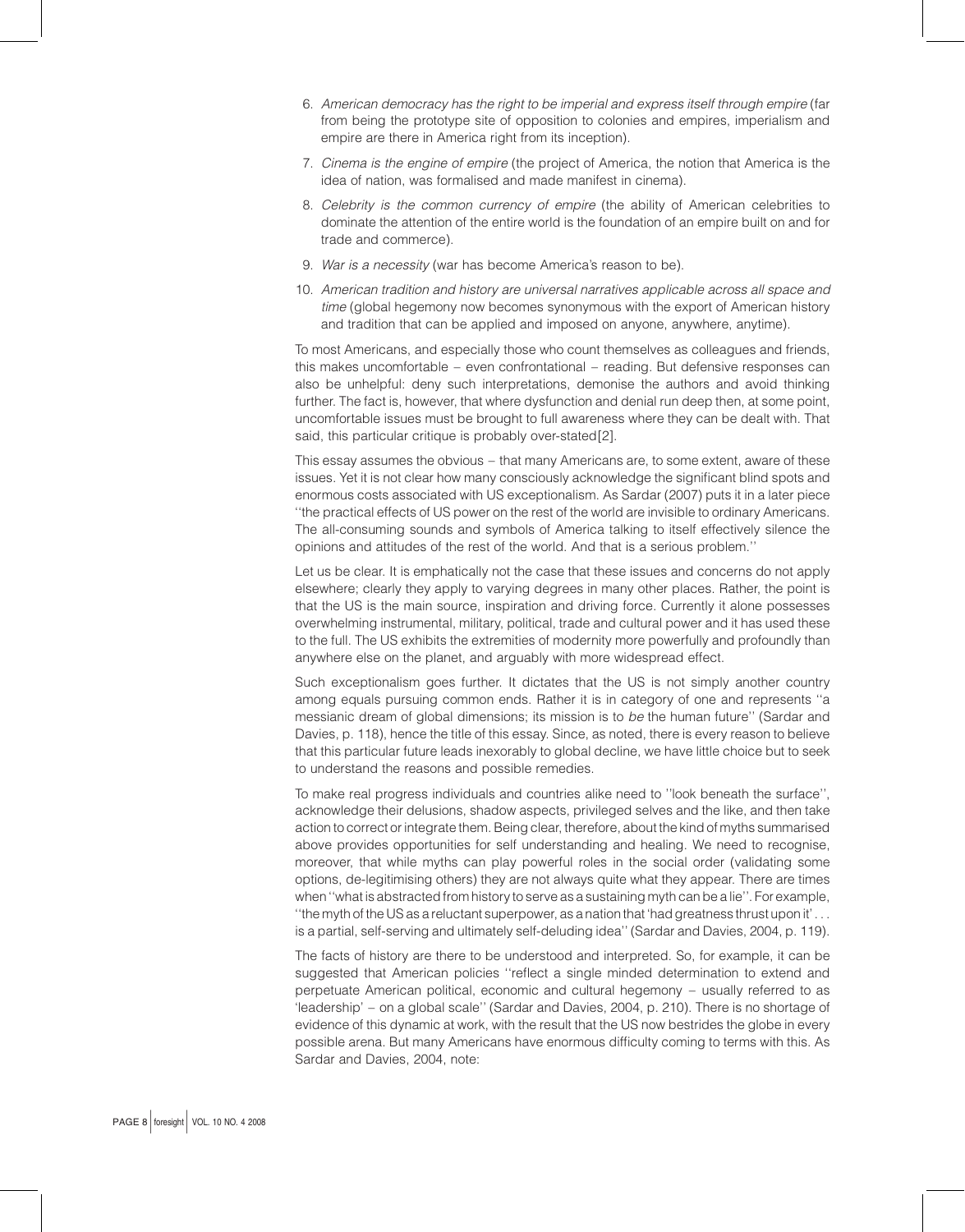6. *American democracy has the right to be imperial and express itself through empire* (far from being the prototype site of opposition to colonies and empires, imperialism and empire are there in America right from its inception).
7. *Cinema is the engine of empire* (the project of America, the notion that America is the idea of nation, was formalised and made manifest in cinema).
8. *Celebrity is the common currency of empire* (the ability of American celebrities to dominate the attention of the entire world is the foundation of an empire built on and for trade and commerce).
9. *War is a necessity* (war has become America's reason to be).
10. *American tradition and history are universal narratives applicable across all space and time* (global hegemony now becomes synonymous with the export of American history and tradition that can be applied and imposed on anyone, anywhere, anytime).

To most Americans, and especially those who count themselves as colleagues and friends, this makes uncomfortable – even confrontational – reading. But defensive responses can also be unhelpful: deny such interpretations, demonise the authors and avoid thinking further. The fact is, however, that where dysfunction and denial run deep then, at some point, uncomfortable issues must be brought to full awareness where they can be dealt with. That said, this particular critique is probably over-stated[2].

This essay assumes the obvious – that many Americans are, to some extent, aware of these issues. Yet it is not clear how many consciously acknowledge the significant blind spots and enormous costs associated with US exceptionalism. As Sardar (2007) puts it in a later piece ''the practical effects of US power on the rest of the world are invisible to ordinary Americans. The all-consuming sounds and symbols of America talking to itself effectively silence the opinions and attitudes of the rest of the world. And that is a serious problem.''

Let us be clear. It is emphatically not the case that these issues and concerns do not apply elsewhere; clearly they apply to varying degrees in many other places. Rather, the point is that the US is the main source, inspiration and driving force. Currently it alone possesses overwhelming instrumental, military, political, trade and cultural power and it has used these to the full. The US exhibits the extremities of modernity more powerfully and profoundly than anywhere else on the planet, and arguably with more widespread effect.

Such exceptionalism goes further. It dictates that the US is not simply another country among equals pursuing common ends. Rather it is in category of one and represents ''a messianic dream of global dimensions; its mission is to *be* the human future'' (Sardar and Davies, p. 118), hence the title of this essay. Since, as noted, there is every reason to believe that this particular future leads inexorably to global decline, we have little choice but to seek to understand the reasons and possible remedies.

To make real progress individuals and countries alike need to ''look beneath the surface'', acknowledge their delusions, shadow aspects, privileged selves and the like, and then take action to correct or integrate them. Being clear, therefore, about the kind of myths summarised above provides opportunities for self understanding and healing. We need to recognise, moreover, that while myths can play powerful roles in the social order (validating some options, de-legitimising others) they are not always quite what they appear. There are times when ''what is abstracted from history to serve as a sustaining myth can be a lie''. For example, ''the myth of the US as a reluctant superpower, as a nation that 'had greatness thrust upon it' . . . is a partial, self-serving and ultimately self-deluding idea'' (Sardar and Davies, 2004, p. 119).

The facts of history are there to be understood and interpreted. So, for example, it can be suggested that American policies ''reflect a single minded determination to extend and perpetuate American political, economic and cultural hegemony – usually referred to as 'leadership' – on a global scale'' (Sardar and Davies, 2004, p. 210). There is no shortage of evidence of this dynamic at work, with the result that the US now bestrides the globe in every possible arena. But many Americans have enormous difficulty coming to terms with this. As Sardar and Davies, 2004, note: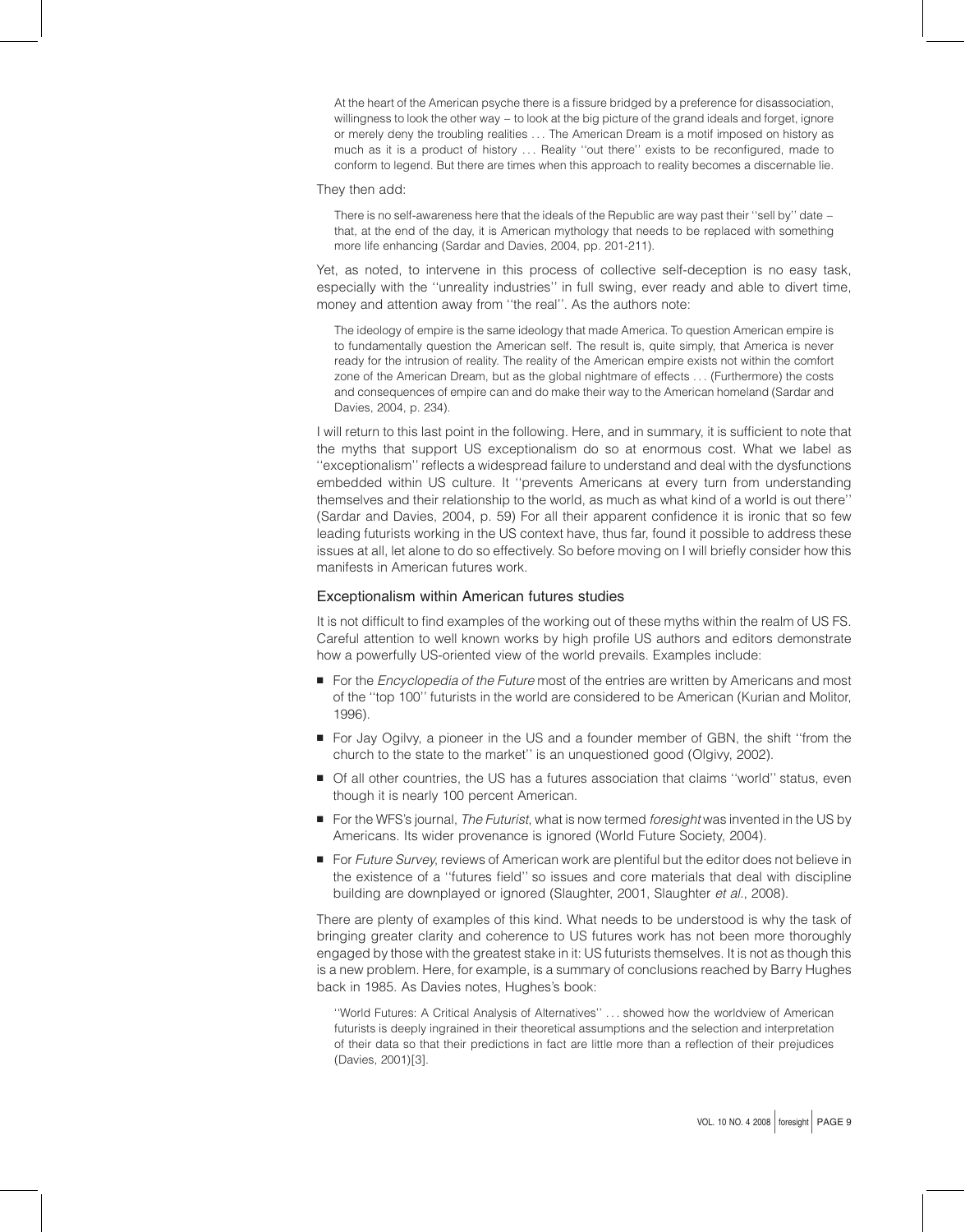> At the heart of the American psyche there is a fissure bridged by a preference for disassociation, willingness to look the other way – to look at the big picture of the grand ideals and forget, ignore or merely deny the troubling realities . . . The American Dream is a motif imposed on history as much as it is a product of history . . . Reality ''out there'' exists to be reconfigured, made to conform to legend. But there are times when this approach to reality becomes a discernable lie.

They then add:

> There is no self-awareness here that the ideals of the Republic are way past their ''sell by'' date – that, at the end of the day, it is American mythology that needs to be replaced with something more life enhancing (Sardar and Davies, 2004, pp. 201-211).

Yet, as noted, to intervene in this process of collective self-deception is no easy task, especially with the ''unreality industries'' in full swing, ever ready and able to divert time, money and attention away from ''the real''. As the authors note:

> The ideology of empire is the same ideology that made America. To question American empire is to fundamentally question the American self. The result is, quite simply, that America is never ready for the intrusion of reality. The reality of the American empire exists not within the comfort zone of the American Dream, but as the global nightmare of effects . . . (Furthermore) the costs and consequences of empire can and do make their way to the American homeland (Sardar and Davies, 2004, p. 234).

I will return to this last point in the following. Here, and in summary, it is sufficient to note that the myths that support US exceptionalism do so at enormous cost. What we label as ''exceptionalism'' reflects a widespread failure to understand and deal with the dysfunctions embedded within US culture. It ''prevents Americans at every turn from understanding themselves and their relationship to the world, as much as what kind of a world is out there'' (Sardar and Davies, 2004, p. 59) For all their apparent confidence it is ironic that so few leading futurists working in the US context have, thus far, found it possible to address these issues at all, let alone to do so effectively. So before moving on I will briefly consider how this manifests in American futures work.

## Exceptionalism within American futures studies

It is not difficult to find examples of the working out of these myths within the realm of US FS. Careful attention to well known works by high profile US authors and editors demonstrate how a powerfully US-oriented view of the world prevails. Examples include:

- For the *Encyclopedia of the Future* most of the entries are written by Americans and most of the ''top 100'' futurists in the world are considered to be American (Kurian and Molitor, 1996).
- For Jay Ogilvy, a pioneer in the US and a founder member of GBN, the shift ''from the church to the state to the market'' is an unquestioned good (Olgivy, 2002).
- Of all other countries, the US has a futures association that claims ''world'' status, even though it is nearly 100 percent American.
- For the WFS's journal, *The Futurist*, what is now termed *foresight* was invented in the US by Americans. Its wider provenance is ignored (World Future Society, 2004).
- For *Future Survey*, reviews of American work are plentiful but the editor does not believe in the existence of a ''futures field'' so issues and core materials that deal with discipline building are downplayed or ignored (Slaughter, 2001, Slaughter *et al*., 2008).

There are plenty of examples of this kind. What needs to be understood is why the task of bringing greater clarity and coherence to US futures work has not been more thoroughly engaged by those with the greatest stake in it: US futurists themselves. It is not as though this is a new problem. Here, for example, is a summary of conclusions reached by Barry Hughes back in 1985. As Davies notes, Hughes's book:

> ''World Futures: A Critical Analysis of Alternatives'' . . . showed how the worldview of American futurists is deeply ingrained in their theoretical assumptions and the selection and interpretation of their data so that their predictions in fact are little more than a reflection of their prejudices (Davies, 2001)[3].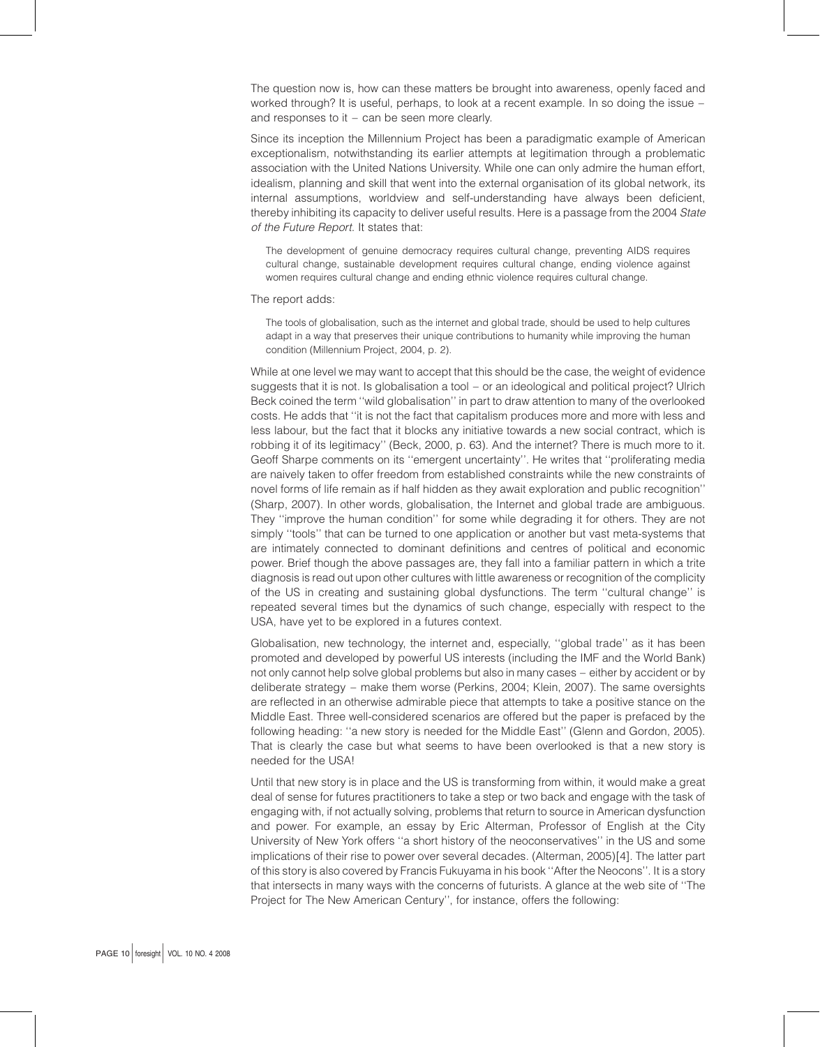The question now is, how can these matters be brought into awareness, openly faced and worked through? It is useful, perhaps, to look at a recent example. In so doing the issue – and responses to it – can be seen more clearly.

Since its inception the Millennium Project has been a paradigmatic example of American exceptionalism, notwithstanding its earlier attempts at legitimation through a problematic association with the United Nations University. While one can only admire the human effort, idealism, planning and skill that went into the external organisation of its global network, its internal assumptions, worldview and self-understanding have always been deficient, thereby inhibiting its capacity to deliver useful results. Here is a passage from the 2004 *State of the Future Report*. It states that:

> The development of genuine democracy requires cultural change, preventing AIDS requires cultural change, sustainable development requires cultural change, ending violence against women requires cultural change and ending ethnic violence requires cultural change.

The report adds:

> The tools of globalisation, such as the internet and global trade, should be used to help cultures adapt in a way that preserves their unique contributions to humanity while improving the human condition (Millennium Project, 2004, p. 2).

While at one level we may want to accept that this should be the case, the weight of evidence suggests that it is not. Is globalisation a tool – or an ideological and political project? Ulrich Beck coined the term ''wild globalisation'' in part to draw attention to many of the overlooked costs. He adds that ''it is not the fact that capitalism produces more and more with less and less labour, but the fact that it blocks any initiative towards a new social contract, which is robbing it of its legitimacy'' (Beck, 2000, p. 63). And the internet? There is much more to it. Geoff Sharpe comments on its ''emergent uncertainty''. He writes that ''proliferating media are naively taken to offer freedom from established constraints while the new constraints of novel forms of life remain as if half hidden as they await exploration and public recognition'' (Sharp, 2007). In other words, globalisation, the Internet and global trade are ambiguous. They ''improve the human condition'' for some while degrading it for others. They are not simply ''tools'' that can be turned to one application or another but vast meta-systems that are intimately connected to dominant definitions and centres of political and economic power. Brief though the above passages are, they fall into a familiar pattern in which a trite diagnosis is read out upon other cultures with little awareness or recognition of the complicity of the US in creating and sustaining global dysfunctions. The term ''cultural change'' is repeated several times but the dynamics of such change, especially with respect to the USA, have yet to be explored in a futures context.

Globalisation, new technology, the internet and, especially, ''global trade'' as it has been promoted and developed by powerful US interests (including the IMF and the World Bank) not only cannot help solve global problems but also in many cases – either by accident or by deliberate strategy – make them worse (Perkins, 2004; Klein, 2007). The same oversights are reflected in an otherwise admirable piece that attempts to take a positive stance on the Middle East. Three well-considered scenarios are offered but the paper is prefaced by the following heading: ''a new story is needed for the Middle East'' (Glenn and Gordon, 2005). That is clearly the case but what seems to have been overlooked is that a new story is needed for the USA!

Until that new story is in place and the US is transforming from within, it would make a great deal of sense for futures practitioners to take a step or two back and engage with the task of engaging with, if not actually solving, problems that return to source in American dysfunction and power. For example, an essay by Eric Alterman, Professor of English at the City University of New York offers ''a short history of the neoconservatives'' in the US and some implications of their rise to power over several decades. (Alterman, 2005)[4]. The latter part of this story is also covered by Francis Fukuyama in his book ''After the Neocons''. It is a story that intersects in many ways with the concerns of futurists. A glance at the web site of ''The Project for The New American Century'', for instance, offers the following: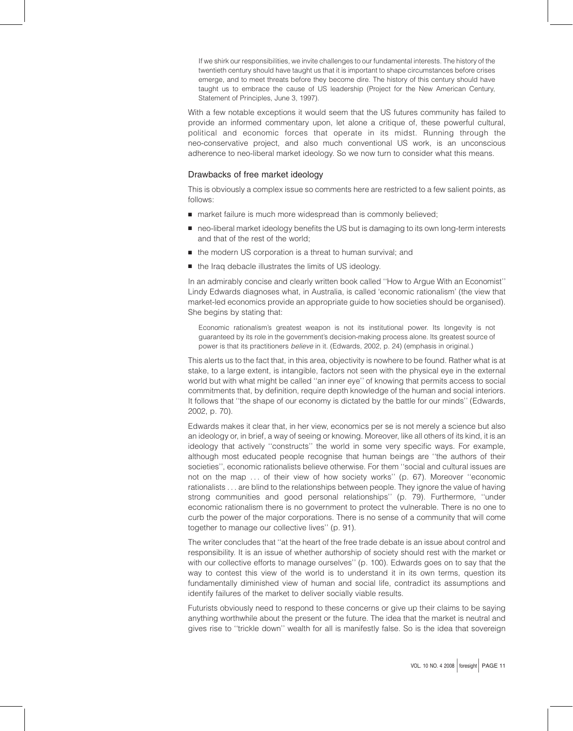> If we shirk our responsibilities, we invite challenges to our fundamental interests. The history of the twentieth century should have taught us that it is important to shape circumstances before crises emerge, and to meet threats before they become dire. The history of this century should have taught us to embrace the cause of US leadership (Project for the New American Century, Statement of Principles, June 3, 1997).

With a few notable exceptions it would seem that the US futures community has failed to provide an informed commentary upon, let alone a critique of, these powerful cultural, political and economic forces that operate in its midst. Running through the neo-conservative project, and also much conventional US work, is an unconscious adherence to neo-liberal market ideology. So we now turn to consider what this means.

## Drawbacks of free market ideology

This is obviously a complex issue so comments here are restricted to a few salient points, as follows:

- market failure is much more widespread than is commonly believed;
- neo-liberal market ideology benefits the US but is damaging to its own long-term interests and that of the rest of the world;
- the modern US corporation is a threat to human survival; and
- the Iraq debacle illustrates the limits of US ideology.

In an admirably concise and clearly written book called ''How to Argue With an Economist'' Lindy Edwards diagnoses what, in Australia, is called 'economic rationalism' (the view that market-led economics provide an appropriate guide to how societies should be organised). She begins by stating that:

> Economic rationalism's greatest weapon is not its institutional power. Its longevity is not guaranteed by its role in the government's decision-making process alone. Its greatest source of power is that its practitioners *believe* in it. (Edwards, 2002, p. 24) (emphasis in original.)

This alerts us to the fact that, in this area, objectivity is nowhere to be found. Rather what is at stake, to a large extent, is intangible, factors not seen with the physical eye in the external world but with what might be called ''an inner eye'' of knowing that permits access to social commitments that, by definition, require depth knowledge of the human and social interiors. It follows that ''the shape of our economy is dictated by the battle for our minds'' (Edwards, 2002, p. 70).

Edwards makes it clear that, in her view, economics per se is not merely a science but also an ideology or, in brief, a way of seeing or knowing. Moreover, like all others of its kind, it is an ideology that actively ''constructs'' the world in some very specific ways. For example, although most educated people recognise that human beings are ''the authors of their societies'', economic rationalists believe otherwise. For them ''social and cultural issues are not on the map ... of their view of how society works'' (p. 67). Moreover ''economic rationalists ... are blind to the relationships between people. They ignore the value of having strong communities and good personal relationships'' (p. 79). Furthermore, ''under economic rationalism there is no government to protect the vulnerable. There is no one to curb the power of the major corporations. There is no sense of a community that will come together to manage our collective lives'' (p. 91).

The writer concludes that ''at the heart of the free trade debate is an issue about control and responsibility. It is an issue of whether authorship of society should rest with the market or with our collective efforts to manage ourselves'' (p. 100). Edwards goes on to say that the way to contest this view of the world is to understand it in its own terms, question its fundamentally diminished view of human and social life, contradict its assumptions and identify failures of the market to deliver socially viable results.

Futurists obviously need to respond to these concerns or give up their claims to be saying anything worthwhile about the present or the future. The idea that the market is neutral and gives rise to ''trickle down'' wealth for all is manifestly false. So is the idea that sovereign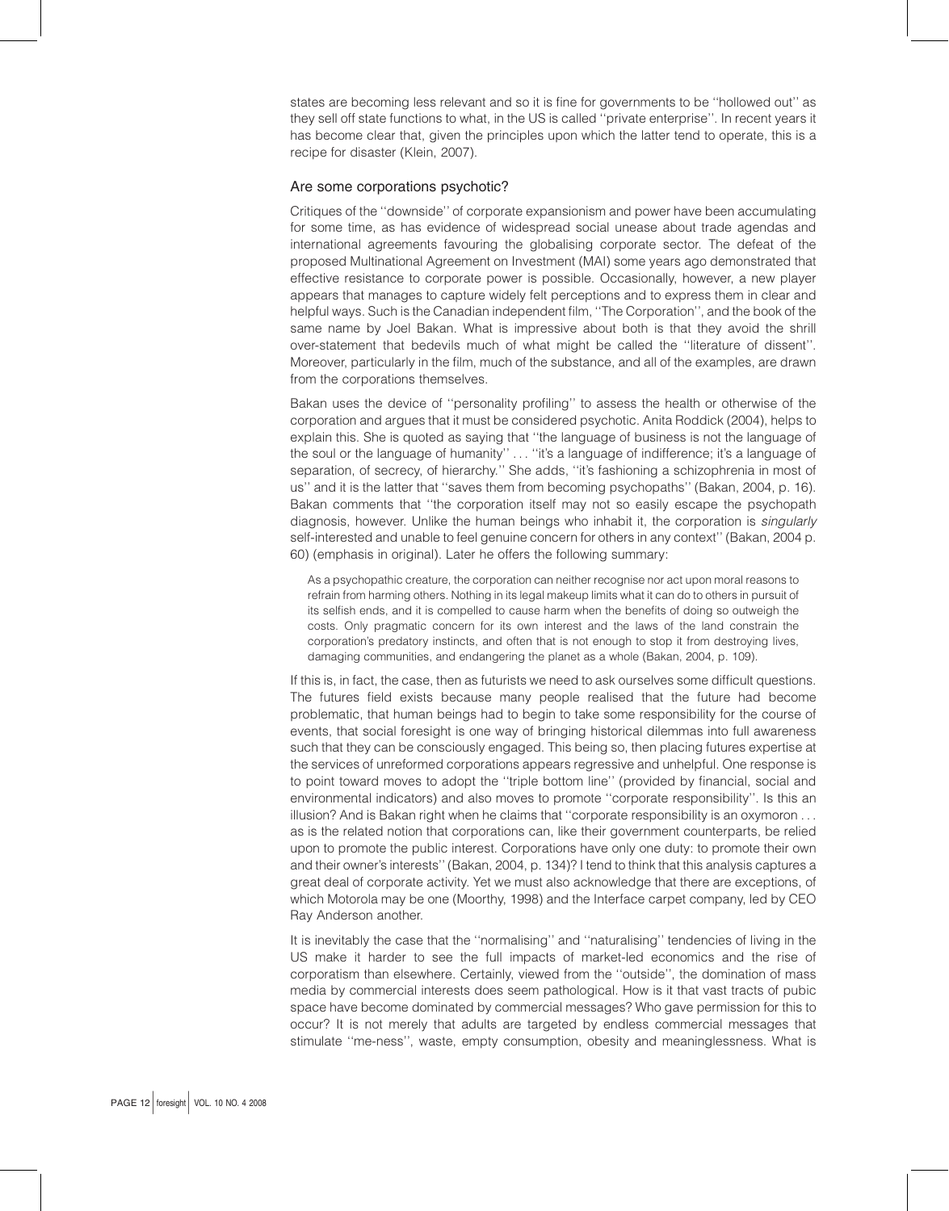states are becoming less relevant and so it is fine for governments to be ''hollowed out'' as they sell off state functions to what, in the US is called ''private enterprise''. In recent years it has become clear that, given the principles upon which the latter tend to operate, this is a recipe for disaster (Klein, 2007).

## Are some corporations psychotic?

Critiques of the ''downside'' of corporate expansionism and power have been accumulating for some time, as has evidence of widespread social unease about trade agendas and international agreements favouring the globalising corporate sector. The defeat of the proposed Multinational Agreement on Investment (MAI) some years ago demonstrated that effective resistance to corporate power is possible. Occasionally, however, a new player appears that manages to capture widely felt perceptions and to express them in clear and helpful ways. Such is the Canadian independent film, ''The Corporation'', and the book of the same name by Joel Bakan. What is impressive about both is that they avoid the shrill over-statement that bedevils much of what might be called the ''literature of dissent''. Moreover, particularly in the film, much of the substance, and all of the examples, are drawn from the corporations themselves.

Bakan uses the device of ''personality profiling'' to assess the health or otherwise of the corporation and argues that it must be considered psychotic. Anita Roddick (2004), helps to explain this. She is quoted as saying that ''the language of business is not the language of the soul or the language of humanity'' . . . ''it's a language of indifference; it's a language of separation, of secrecy, of hierarchy.'' She adds, ''it's fashioning a schizophrenia in most of us'' and it is the latter that ''saves them from becoming psychopaths'' (Bakan, 2004, p. 16). Bakan comments that ''the corporation itself may not so easily escape the psychopath diagnosis, however. Unlike the human beings who inhabit it, the corporation is *singularly* self-interested and unable to feel genuine concern for others in any context'' (Bakan, 2004 p. 60) (emphasis in original). Later he offers the following summary:

> As a psychopathic creature, the corporation can neither recognise nor act upon moral reasons to refrain from harming others. Nothing in its legal makeup limits what it can do to others in pursuit of its selfish ends, and it is compelled to cause harm when the benefits of doing so outweigh the costs. Only pragmatic concern for its own interest and the laws of the land constrain the corporation's predatory instincts, and often that is not enough to stop it from destroying lives, damaging communities, and endangering the planet as a whole (Bakan, 2004, p. 109).

If this is, in fact, the case, then as futurists we need to ask ourselves some difficult questions. The futures field exists because many people realised that the future had become problematic, that human beings had to begin to take some responsibility for the course of events, that social foresight is one way of bringing historical dilemmas into full awareness such that they can be consciously engaged. This being so, then placing futures expertise at the services of unreformed corporations appears regressive and unhelpful. One response is to point toward moves to adopt the ''triple bottom line'' (provided by financial, social and environmental indicators) and also moves to promote ''corporate responsibility''. Is this an illusion? And is Bakan right when he claims that ''corporate responsibility is an oxymoron . . . as is the related notion that corporations can, like their government counterparts, be relied upon to promote the public interest. Corporations have only one duty: to promote their own and their owner's interests'' (Bakan, 2004, p. 134)? I tend to think that this analysis captures a great deal of corporate activity. Yet we must also acknowledge that there are exceptions, of which Motorola may be one (Moorthy, 1998) and the Interface carpet company, led by CEO Ray Anderson another.

It is inevitably the case that the ''normalising'' and ''naturalising'' tendencies of living in the US make it harder to see the full impacts of market-led economics and the rise of corporatism than elsewhere. Certainly, viewed from the ''outside'', the domination of mass media by commercial interests does seem pathological. How is it that vast tracts of pubic space have become dominated by commercial messages? Who gave permission for this to occur? It is not merely that adults are targeted by endless commercial messages that stimulate ''me-ness'', waste, empty consumption, obesity and meaninglessness. What is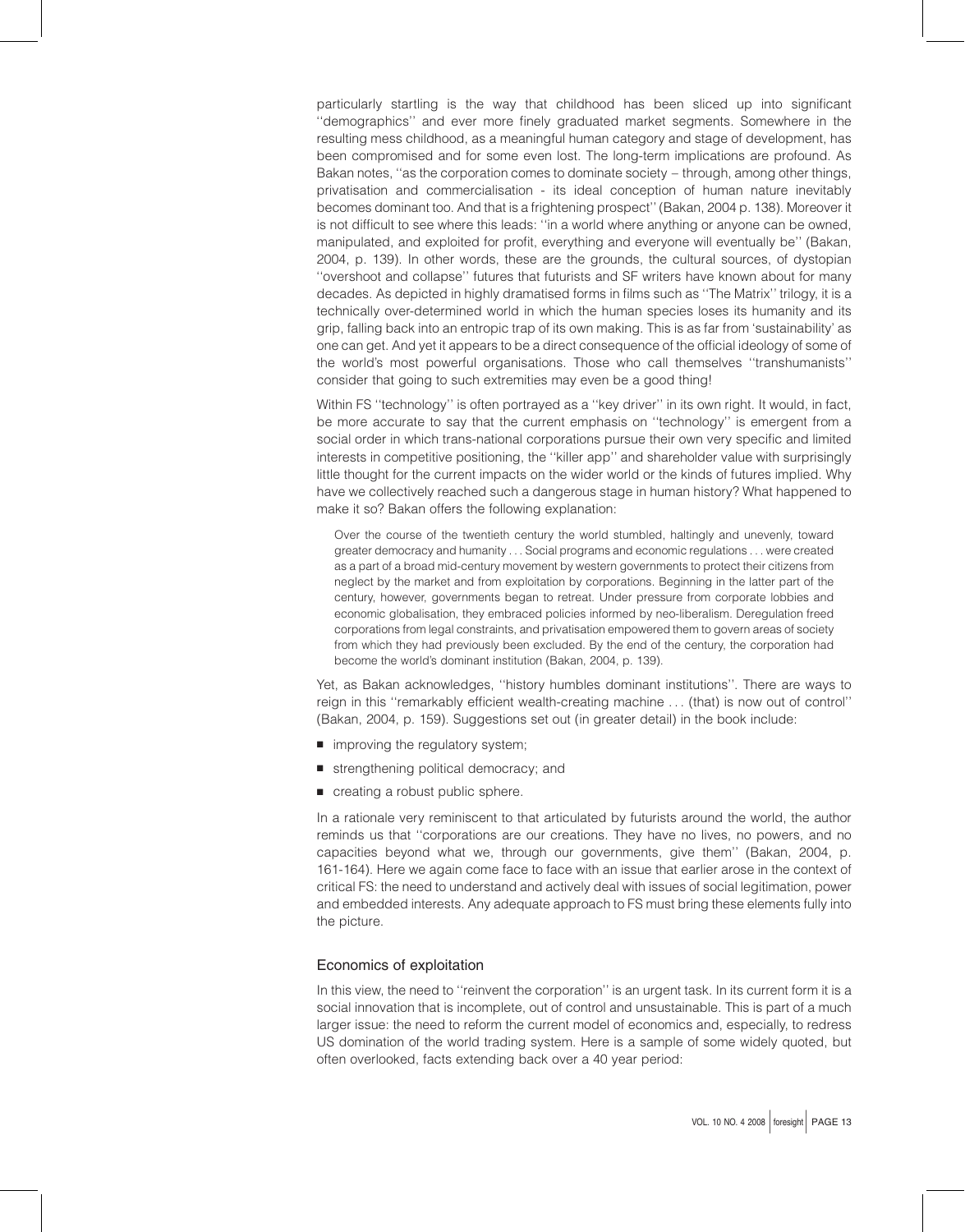particularly startling is the way that childhood has been sliced up into significant ''demographics'' and ever more finely graduated market segments. Somewhere in the resulting mess childhood, as a meaningful human category and stage of development, has been compromised and for some even lost. The long-term implications are profound. As Bakan notes, ''as the corporation comes to dominate society – through, among other things, privatisation and commercialisation - its ideal conception of human nature inevitably becomes dominant too. And that is a frightening prospect'' (Bakan, 2004 p. 138). Moreover it is not difficult to see where this leads: ''in a world where anything or anyone can be owned, manipulated, and exploited for profit, everything and everyone will eventually be'' (Bakan, 2004, p. 139). In other words, these are the grounds, the cultural sources, of dystopian ''overshoot and collapse'' futures that futurists and SF writers have known about for many decades. As depicted in highly dramatised forms in films such as ''The Matrix'' trilogy, it is a technically over-determined world in which the human species loses its humanity and its grip, falling back into an entropic trap of its own making. This is as far from 'sustainability' as one can get. And yet it appears to be a direct consequence of the official ideology of some of the world's most powerful organisations. Those who call themselves ''transhumanists'' consider that going to such extremities may even be a good thing!

Within FS ''technology'' is often portrayed as a ''key driver'' in its own right. It would, in fact, be more accurate to say that the current emphasis on ''technology'' is emergent from a social order in which trans-national corporations pursue their own very specific and limited interests in competitive positioning, the ''killer app'' and shareholder value with surprisingly little thought for the current impacts on the wider world or the kinds of futures implied. Why have we collectively reached such a dangerous stage in human history? What happened to make it so? Bakan offers the following explanation:

> Over the course of the twentieth century the world stumbled, haltingly and unevenly, toward greater democracy and humanity . . . Social programs and economic regulations . . . were created as a part of a broad mid-century movement by western governments to protect their citizens from neglect by the market and from exploitation by corporations. Beginning in the latter part of the century, however, governments began to retreat. Under pressure from corporate lobbies and economic globalisation, they embraced policies informed by neo-liberalism. Deregulation freed corporations from legal constraints, and privatisation empowered them to govern areas of society from which they had previously been excluded. By the end of the century, the corporation had become the world's dominant institution (Bakan, 2004, p. 139).

Yet, as Bakan acknowledges, ''history humbles dominant institutions''. There are ways to reign in this ''remarkably efficient wealth-creating machine . . . (that) is now out of control'' (Bakan, 2004, p. 159). Suggestions set out (in greater detail) in the book include:

- improving the regulatory system;
- strengthening political democracy; and
- creating a robust public sphere.

In a rationale very reminiscent to that articulated by futurists around the world, the author reminds us that ''corporations are our creations. They have no lives, no powers, and no capacities beyond what we, through our governments, give them'' (Bakan, 2004, p. 161-164). Here we again come face to face with an issue that earlier arose in the context of critical FS: the need to understand and actively deal with issues of social legitimation, power and embedded interests. Any adequate approach to FS must bring these elements fully into the picture.

## Economics of exploitation

In this view, the need to ''reinvent the corporation'' is an urgent task. In its current form it is a social innovation that is incomplete, out of control and unsustainable. This is part of a much larger issue: the need to reform the current model of economics and, especially, to redress US domination of the world trading system. Here is a sample of some widely quoted, but often overlooked, facts extending back over a 40 year period: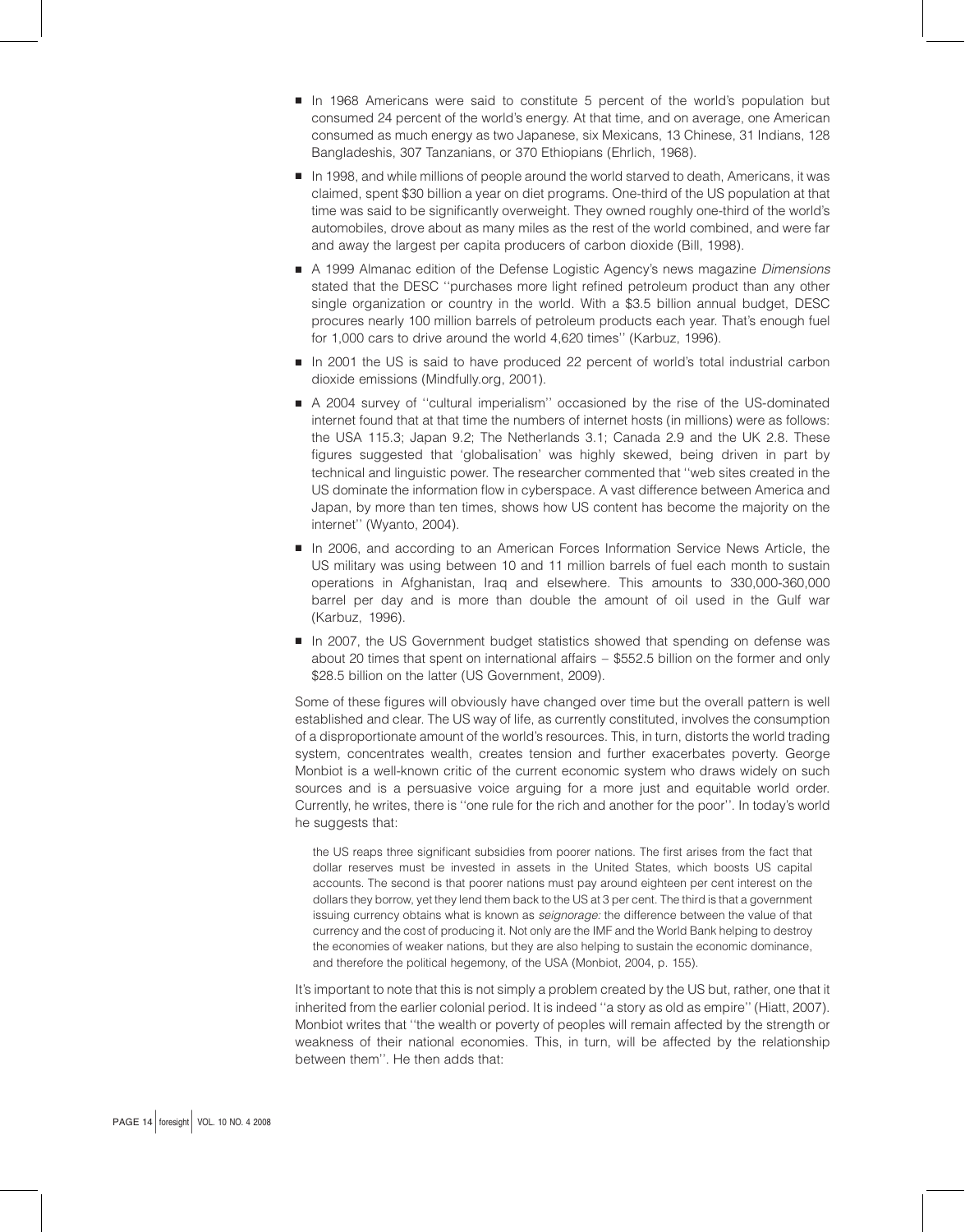- In 1968 Americans were said to constitute 5 percent of the world's population but consumed 24 percent of the world's energy. At that time, and on average, one American consumed as much energy as two Japanese, six Mexicans, 13 Chinese, 31 Indians, 128 Bangladeshis, 307 Tanzanians, or 370 Ethiopians (Ehrlich, 1968).
- In 1998, and while millions of people around the world starved to death, Americans, it was claimed, spent $30 billion a year on diet programs. One-third of the US population at that time was said to be significantly overweight. They owned roughly one-third of the world's automobiles, drove about as many miles as the rest of the world combined, and were far and away the largest per capita producers of carbon dioxide (Bill, 1998).
- A 1999 Almanac edition of the Defense Logistic Agency's news magazine *Dimensions* stated that the DESC ''purchases more light refined petroleum product than any other single organization or country in the world. With a $3.5 billion annual budget, DESC procures nearly 100 million barrels of petroleum products each year. That's enough fuel for 1,000 cars to drive around the world 4,620 times'' (Karbuz, 1996).
- In 2001 the US is said to have produced 22 percent of world's total industrial carbon dioxide emissions (Mindfully.org, 2001).
- A 2004 survey of ''cultural imperialism'' occasioned by the rise of the US-dominated internet found that at that time the numbers of internet hosts (in millions) were as follows: the USA 115.3; Japan 9.2; The Netherlands 3.1; Canada 2.9 and the UK 2.8. These figures suggested that 'globalisation' was highly skewed, being driven in part by technical and linguistic power. The researcher commented that ''web sites created in the US dominate the information flow in cyberspace. A vast difference between America and Japan, by more than ten times, shows how US content has become the majority on the internet'' (Wyanto, 2004).
- In 2006, and according to an American Forces Information Service News Article, the US military was using between 10 and 11 million barrels of fuel each month to sustain operations in Afghanistan, Iraq and elsewhere. This amounts to 330,000-360,000 barrel per day and is more than double the amount of oil used in the Gulf war (Karbuz, 1996).
- In 2007, the US Government budget statistics showed that spending on defense was about 20 times that spent on international affairs – $552.5 billion on the former and only $28.5 billion on the latter (US Government, 2009).

Some of these figures will obviously have changed over time but the overall pattern is well established and clear. The US way of life, as currently constituted, involves the consumption of a disproportionate amount of the world's resources. This, in turn, distorts the world trading system, concentrates wealth, creates tension and further exacerbates poverty. George Monbiot is a well-known critic of the current economic system who draws widely on such sources and is a persuasive voice arguing for a more just and equitable world order. Currently, he writes, there is ''one rule for the rich and another for the poor''. In today's world he suggests that:

> the US reaps three significant subsidies from poorer nations. The first arises from the fact that dollar reserves must be invested in assets in the United States, which boosts US capital accounts. The second is that poorer nations must pay around eighteen per cent interest on the dollars they borrow, yet they lend them back to the US at 3 per cent. The third is that a government issuing currency obtains what is known as *seignorage:* the difference between the value of that currency and the cost of producing it. Not only are the IMF and the World Bank helping to destroy the economies of weaker nations, but they are also helping to sustain the economic dominance, and therefore the political hegemony, of the USA (Monbiot, 2004, p. 155).

It's important to note that this is not simply a problem created by the US but, rather, one that it inherited from the earlier colonial period. It is indeed ''a story as old as empire'' (Hiatt, 2007). Monbiot writes that ''the wealth or poverty of peoples will remain affected by the strength or weakness of their national economies. This, in turn, will be affected by the relationship between them''. He then adds that: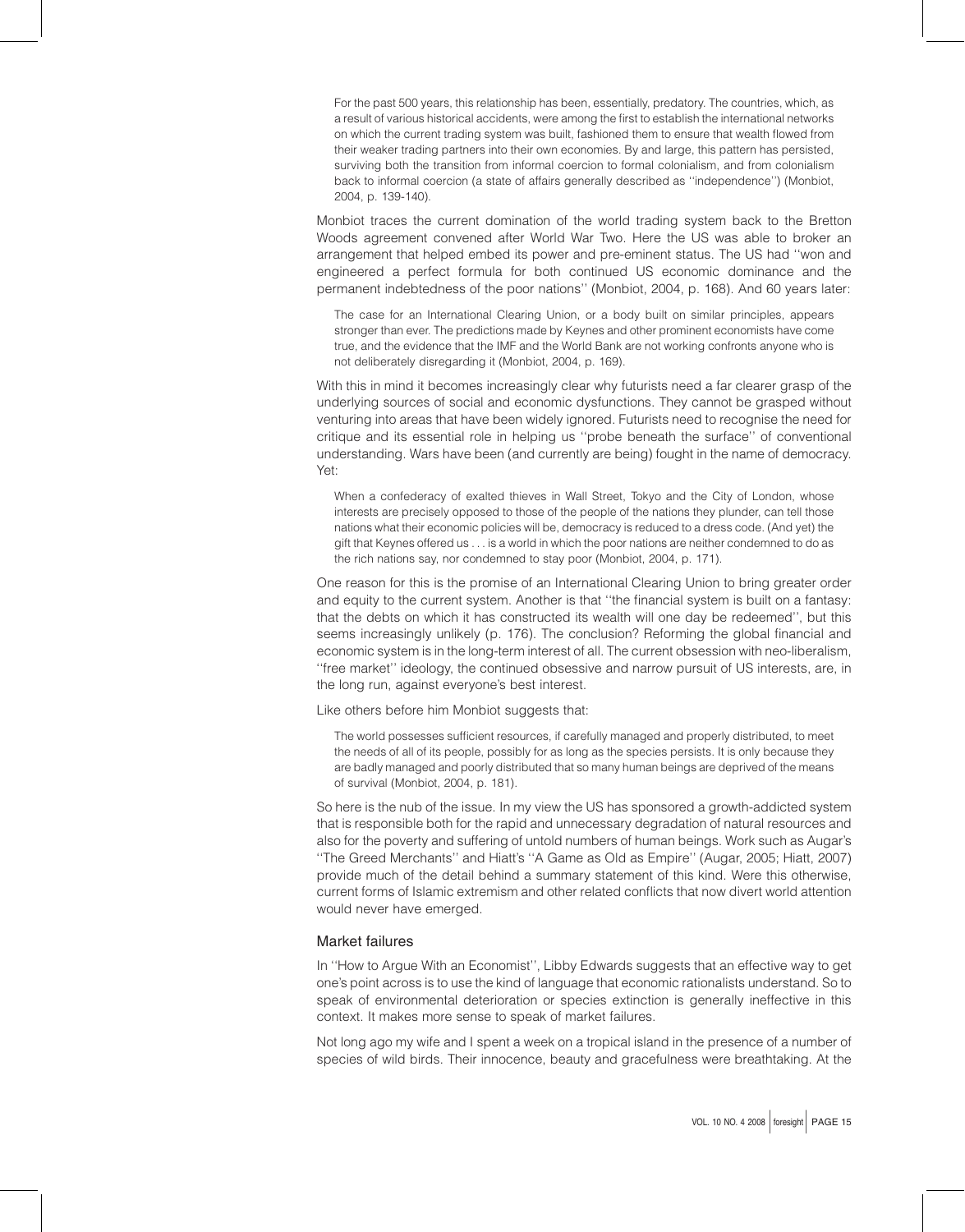> For the past 500 years, this relationship has been, essentially, predatory. The countries, which, as a result of various historical accidents, were among the first to establish the international networks on which the current trading system was built, fashioned them to ensure that wealth flowed from their weaker trading partners into their own economies. By and large, this pattern has persisted, surviving both the transition from informal coercion to formal colonialism, and from colonialism back to informal coercion (a state of affairs generally described as ''independence'') (Monbiot, 2004, p. 139-140).

Monbiot traces the current domination of the world trading system back to the Bretton Woods agreement convened after World War Two. Here the US was able to broker an arrangement that helped embed its power and pre-eminent status. The US had ''won and engineered a perfect formula for both continued US economic dominance and the permanent indebtedness of the poor nations'' (Monbiot, 2004, p. 168). And 60 years later:

> The case for an International Clearing Union, or a body built on similar principles, appears stronger than ever. The predictions made by Keynes and other prominent economists have come true, and the evidence that the IMF and the World Bank are not working confronts anyone who is not deliberately disregarding it (Monbiot, 2004, p. 169).

With this in mind it becomes increasingly clear why futurists need a far clearer grasp of the underlying sources of social and economic dysfunctions. They cannot be grasped without venturing into areas that have been widely ignored. Futurists need to recognise the need for critique and its essential role in helping us ''probe beneath the surface'' of conventional understanding. Wars have been (and currently are being) fought in the name of democracy. Yet:

> When a confederacy of exalted thieves in Wall Street, Tokyo and the City of London, whose interests are precisely opposed to those of the people of the nations they plunder, can tell those nations what their economic policies will be, democracy is reduced to a dress code. (And yet) the gift that Keynes offered us . . . is a world in which the poor nations are neither condemned to do as the rich nations say, nor condemned to stay poor (Monbiot, 2004, p. 171).

One reason for this is the promise of an International Clearing Union to bring greater order and equity to the current system. Another is that ''the financial system is built on a fantasy: that the debts on which it has constructed its wealth will one day be redeemed'', but this seems increasingly unlikely (p. 176). The conclusion? Reforming the global financial and economic system is in the long-term interest of all. The current obsession with neo-liberalism, ''free market'' ideology, the continued obsessive and narrow pursuit of US interests, are, in the long run, against everyone's best interest.

Like others before him Monbiot suggests that:

> The world possesses sufficient resources, if carefully managed and properly distributed, to meet the needs of all of its people, possibly for as long as the species persists. It is only because they are badly managed and poorly distributed that so many human beings are deprived of the means of survival (Monbiot, 2004, p. 181).

So here is the nub of the issue. In my view the US has sponsored a growth-addicted system that is responsible both for the rapid and unnecessary degradation of natural resources and also for the poverty and suffering of untold numbers of human beings. Work such as Augar's ''The Greed Merchants'' and Hiatt's ''A Game as Old as Empire'' (Augar, 2005; Hiatt, 2007) provide much of the detail behind a summary statement of this kind. Were this otherwise, current forms of Islamic extremism and other related conflicts that now divert world attention would never have emerged.

## Market failures

In ''How to Argue With an Economist'', Libby Edwards suggests that an effective way to get one's point across is to use the kind of language that economic rationalists understand. So to speak of environmental deterioration or species extinction is generally ineffective in this context. It makes more sense to speak of market failures.

Not long ago my wife and I spent a week on a tropical island in the presence of a number of species of wild birds. Their innocence, beauty and gracefulness were breathtaking. At the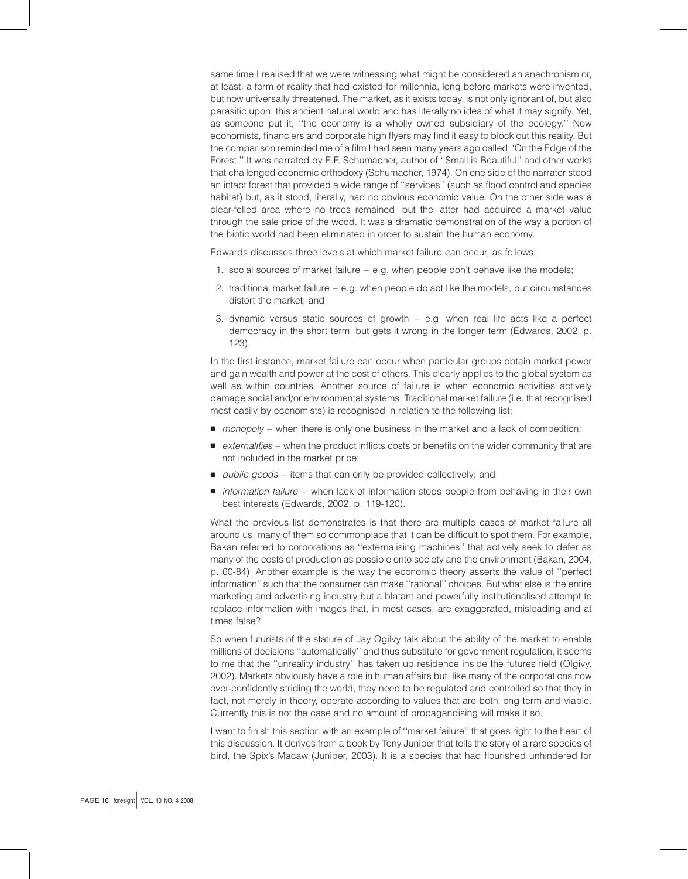same time I realised that we were witnessing what might be considered an anachronism or, at least, a form of reality that had existed for millennia, long before markets were invented, but now universally threatened. The market, as it exists today, is not only ignorant of, but also parasitic upon, this ancient natural world and has literally no idea of what it may signify. Yet, as someone put it, ''the economy is a wholly owned subsidiary of the ecology.'' Now economists, financiers and corporate high flyers may find it easy to block out this reality. But the comparison reminded me of a film I had seen many years ago called ''On the Edge of the Forest.'' It was narrated by E.F. Schumacher, author of ''Small is Beautiful'' and other works that challenged economic orthodoxy (Schumacher, 1974). On one side of the narrator stood an intact forest that provided a wide range of ''services'' (such as flood control and species habitat) but, as it stood, literally, had no obvious economic value. On the other side was a clear-felled area where no trees remained, but the latter had acquired a market value through the sale price of the wood. It was a dramatic demonstration of the way a portion of the biotic world had been eliminated in order to sustain the human economy.

Edwards discusses three levels at which market failure can occur, as follows:

1. social sources of market failure – e.g. when people don't behave like the models;
2. traditional market failure – e.g. when people do act like the models, but circumstances distort the market; and
3. dynamic versus static sources of growth – e.g. when real life acts like a perfect democracy in the short term, but gets it wrong in the longer term (Edwards, 2002, p. 123).

In the first instance, market failure can occur when particular groups obtain market power and gain wealth and power at the cost of others. This clearly applies to the global system as well as within countries. Another source of failure is when economic activities actively damage social and/or environmental systems. Traditional market failure (i.e. that recognised most easily by economists) is recognised in relation to the following list:

- *monopoly* – when there is only one business in the market and a lack of competition;
- *externalities* – when the product inflicts costs or benefits on the wider community that are not included in the market price;
- *public goods* – items that can only be provided collectively; and
- *information failure* – when lack of information stops people from behaving in their own best interests (Edwards, 2002, p. 119-120).

What the previous list demonstrates is that there are multiple cases of market failure all around us, many of them so commonplace that it can be difficult to spot them. For example, Bakan referred to corporations as ''externalising machines'' that actively seek to defer as many of the costs of production as possible onto society and the environment (Bakan, 2004, p. 60-84). Another example is the way the economic theory asserts the value of ''perfect information'' such that the consumer can make ''rational'' choices. But what else is the entire marketing and advertising industry but a blatant and powerfully institutionalised attempt to replace information with images that, in most cases, are exaggerated, misleading and at times false?

So when futurists of the stature of Jay Ogilvy talk about the ability of the market to enable millions of decisions ''automatically'' and thus substitute for government regulation, it seems to me that the ''unreality industry'' has taken up residence inside the futures field (Olgivy, 2002). Markets obviously have a role in human affairs but, like many of the corporations now over-confidently striding the world, they need to be regulated and controlled so that they in fact, not merely in theory, operate according to values that are both long term and viable. Currently this is not the case and no amount of propagandising will make it so.

I want to finish this section with an example of ''market failure'' that goes right to the heart of this discussion. It derives from a book by Tony Juniper that tells the story of a rare species of bird, the Spix's Macaw (Juniper, 2003). It is a species that had flourished unhindered for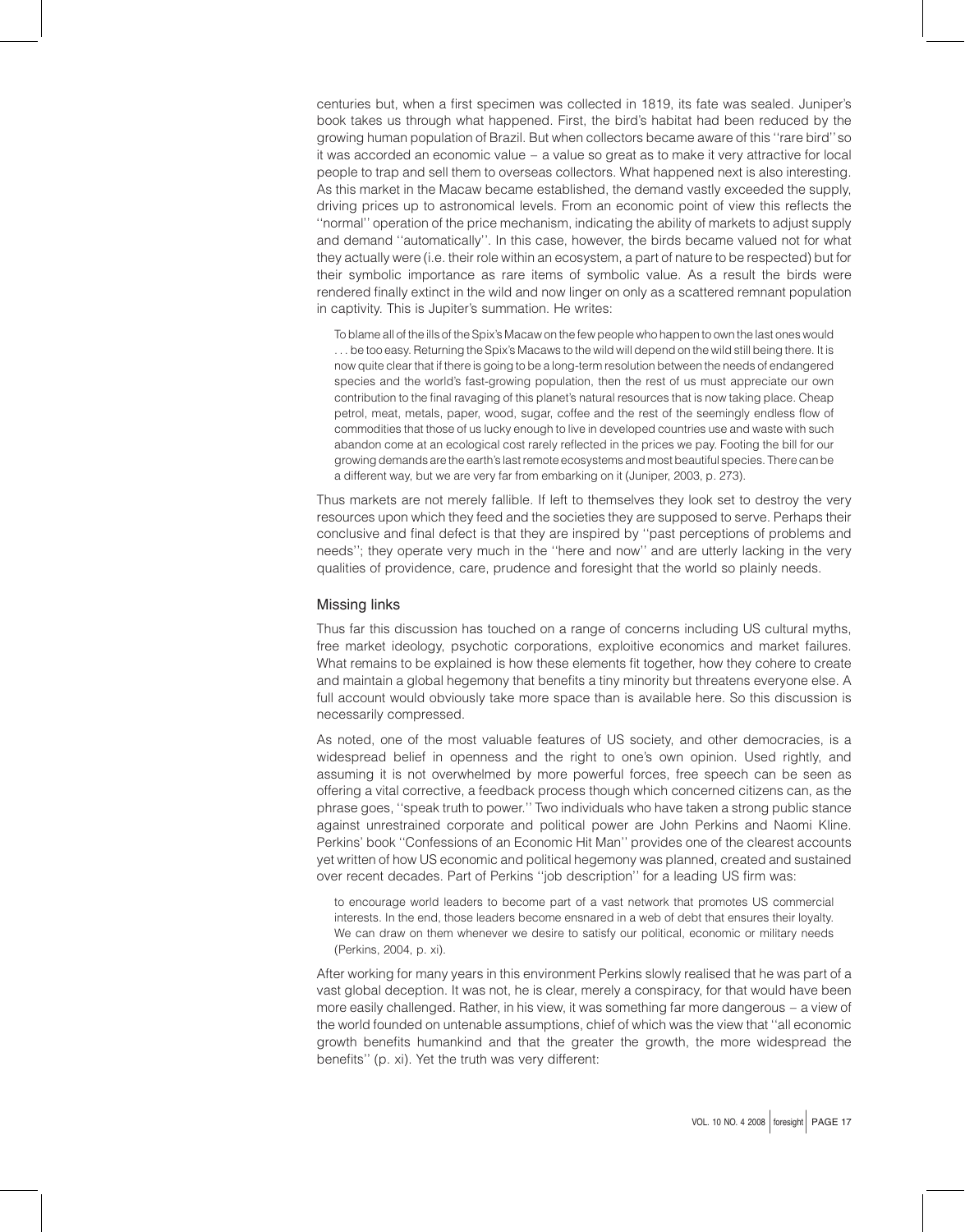centuries but, when a first specimen was collected in 1819, its fate was sealed. Juniper's book takes us through what happened. First, the bird's habitat had been reduced by the growing human population of Brazil. But when collectors became aware of this ''rare bird'' so it was accorded an economic value – a value so great as to make it very attractive for local people to trap and sell them to overseas collectors. What happened next is also interesting. As this market in the Macaw became established, the demand vastly exceeded the supply, driving prices up to astronomical levels. From an economic point of view this reflects the ''normal'' operation of the price mechanism, indicating the ability of markets to adjust supply and demand ''automatically''. In this case, however, the birds became valued not for what they actually were (i.e. their role within an ecosystem, a part of nature to be respected) but for their symbolic importance as rare items of symbolic value. As a result the birds were rendered finally extinct in the wild and now linger on only as a scattered remnant population in captivity. This is Jupiter's summation. He writes:

> To blame all of the ills of the Spix's Macaw on the few people who happen to own the last ones would . . . be too easy. Returning the Spix's Macaws to the wild will depend on the wild still being there. It is now quite clear that if there is going to be a long-term resolution between the needs of endangered species and the world's fast-growing population, then the rest of us must appreciate our own contribution to the final ravaging of this planet's natural resources that is now taking place. Cheap petrol, meat, metals, paper, wood, sugar, coffee and the rest of the seemingly endless flow of commodities that those of us lucky enough to live in developed countries use and waste with such abandon come at an ecological cost rarely reflected in the prices we pay. Footing the bill for our growing demands are the earth's last remote ecosystems and most beautiful species. There can be a different way, but we are very far from embarking on it (Juniper, 2003, p. 273).

Thus markets are not merely fallible. If left to themselves they look set to destroy the very resources upon which they feed and the societies they are supposed to serve. Perhaps their conclusive and final defect is that they are inspired by ''past perceptions of problems and needs''; they operate very much in the ''here and now'' and are utterly lacking in the very qualities of providence, care, prudence and foresight that the world so plainly needs.

## Missing links

Thus far this discussion has touched on a range of concerns including US cultural myths, free market ideology, psychotic corporations, exploitive economics and market failures. What remains to be explained is how these elements fit together, how they cohere to create and maintain a global hegemony that benefits a tiny minority but threatens everyone else. A full account would obviously take more space than is available here. So this discussion is necessarily compressed.

As noted, one of the most valuable features of US society, and other democracies, is a widespread belief in openness and the right to one's own opinion. Used rightly, and assuming it is not overwhelmed by more powerful forces, free speech can be seen as offering a vital corrective, a feedback process though which concerned citizens can, as the phrase goes, ''speak truth to power.'' Two individuals who have taken a strong public stance against unrestrained corporate and political power are John Perkins and Naomi Kline. Perkins' book ''Confessions of an Economic Hit Man'' provides one of the clearest accounts yet written of how US economic and political hegemony was planned, created and sustained over recent decades. Part of Perkins ''job description'' for a leading US firm was:

> to encourage world leaders to become part of a vast network that promotes US commercial interests. In the end, those leaders become ensnared in a web of debt that ensures their loyalty. We can draw on them whenever we desire to satisfy our political, economic or military needs (Perkins, 2004, p. xi).

After working for many years in this environment Perkins slowly realised that he was part of a vast global deception. It was not, he is clear, merely a conspiracy, for that would have been more easily challenged. Rather, in his view, it was something far more dangerous – a view of the world founded on untenable assumptions, chief of which was the view that ''all economic growth benefits humankind and that the greater the growth, the more widespread the benefits'' (p. xi). Yet the truth was very different: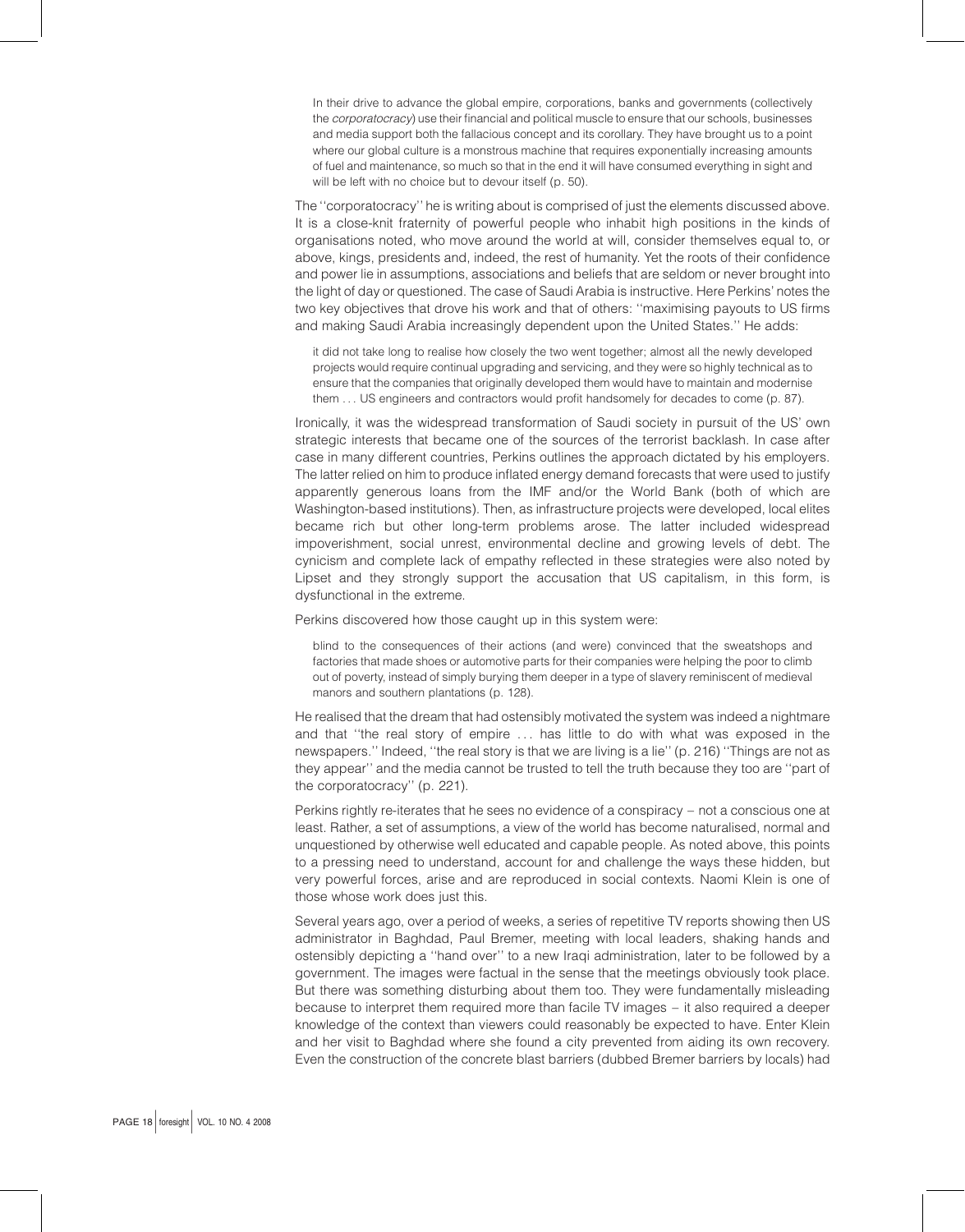> In their drive to advance the global empire, corporations, banks and governments (collectively the *corporatocracy*) use their financial and political muscle to ensure that our schools, businesses and media support both the fallacious concept and its corollary. They have brought us to a point where our global culture is a monstrous machine that requires exponentially increasing amounts of fuel and maintenance, so much so that in the end it will have consumed everything in sight and will be left with no choice but to devour itself (p. 50).

The ''corporatocracy'' he is writing about is comprised of just the elements discussed above. It is a close-knit fraternity of powerful people who inhabit high positions in the kinds of organisations noted, who move around the world at will, consider themselves equal to, or above, kings, presidents and, indeed, the rest of humanity. Yet the roots of their confidence and power lie in assumptions, associations and beliefs that are seldom or never brought into the light of day or questioned. The case of Saudi Arabia is instructive. Here Perkins' notes the two key objectives that drove his work and that of others: ''maximising payouts to US firms and making Saudi Arabia increasingly dependent upon the United States.'' He adds:

> it did not take long to realise how closely the two went together; almost all the newly developed projects would require continual upgrading and servicing, and they were so highly technical as to ensure that the companies that originally developed them would have to maintain and modernise them . . . US engineers and contractors would profit handsomely for decades to come (p. 87).

Ironically, it was the widespread transformation of Saudi society in pursuit of the US' own strategic interests that became one of the sources of the terrorist backlash. In case after case in many different countries, Perkins outlines the approach dictated by his employers. The latter relied on him to produce inflated energy demand forecasts that were used to justify apparently generous loans from the IMF and/or the World Bank (both of which are Washington-based institutions). Then, as infrastructure projects were developed, local elites became rich but other long-term problems arose. The latter included widespread impoverishment, social unrest, environmental decline and growing levels of debt. The cynicism and complete lack of empathy reflected in these strategies were also noted by Lipset and they strongly support the accusation that US capitalism, in this form, is dysfunctional in the extreme.

Perkins discovered how those caught up in this system were:

> blind to the consequences of their actions (and were) convinced that the sweatshops and factories that made shoes or automotive parts for their companies were helping the poor to climb out of poverty, instead of simply burying them deeper in a type of slavery reminiscent of medieval manors and southern plantations (p. 128).

He realised that the dream that had ostensibly motivated the system was indeed a nightmare and that ''the real story of empire . . . has little to do with what was exposed in the newspapers.'' Indeed, ''the real story is that we are living is a lie'' (p. 216) ''Things are not as they appear'' and the media cannot be trusted to tell the truth because they too are ''part of the corporatocracy'' (p. 221).

Perkins rightly re-iterates that he sees no evidence of a conspiracy – not a conscious one at least. Rather, a set of assumptions, a view of the world has become naturalised, normal and unquestioned by otherwise well educated and capable people. As noted above, this points to a pressing need to understand, account for and challenge the ways these hidden, but very powerful forces, arise and are reproduced in social contexts. Naomi Klein is one of those whose work does just this.

Several years ago, over a period of weeks, a series of repetitive TV reports showing then US administrator in Baghdad, Paul Bremer, meeting with local leaders, shaking hands and ostensibly depicting a ''hand over'' to a new Iraqi administration, later to be followed by a government. The images were factual in the sense that the meetings obviously took place. But there was something disturbing about them too. They were fundamentally misleading because to interpret them required more than facile TV images – it also required a deeper knowledge of the context than viewers could reasonably be expected to have. Enter Klein and her visit to Baghdad where she found a city prevented from aiding its own recovery. Even the construction of the concrete blast barriers (dubbed Bremer barriers by locals) had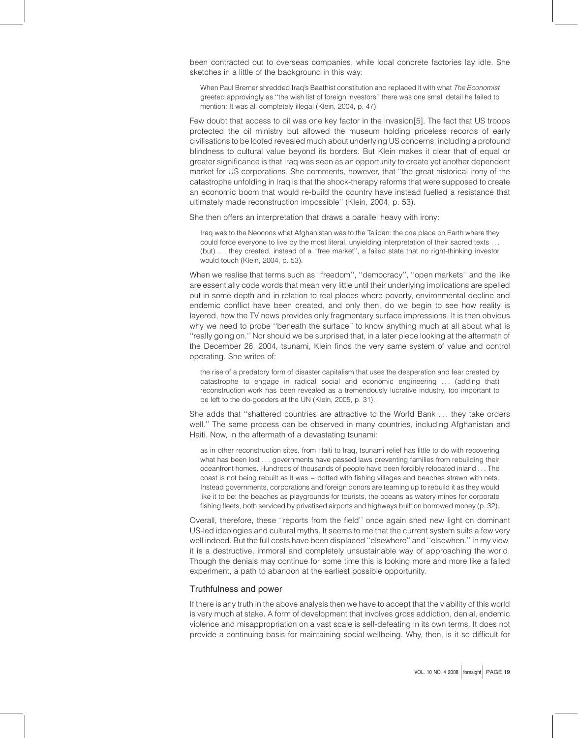been contracted out to overseas companies, while local concrete factories lay idle. She sketches in a little of the background in this way:

> When Paul Bremer shredded Iraq's Baathist constitution and replaced it with what *The Economist* greeted approvingly as ''the wish list of foreign investors'' there was one small detail he failed to mention: It was all completely illegal (Klein, 2004, p. 47).

Few doubt that access to oil was one key factor in the invasion[5]. The fact that US troops protected the oil ministry but allowed the museum holding priceless records of early civilisations to be looted revealed much about underlying US concerns, including a profound blindness to cultural value beyond its borders. But Klein makes it clear that of equal or greater significance is that Iraq was seen as an opportunity to create yet another dependent market for US corporations. She comments, however, that ''the great historical irony of the catastrophe unfolding in Iraq is that the shock-therapy reforms that were supposed to create an economic boom that would re-build the country have instead fuelled a resistance that ultimately made reconstruction impossible'' (Klein, 2004, p. 53).

She then offers an interpretation that draws a parallel heavy with irony:

> Iraq was to the Neocons what Afghanistan was to the Taliban: the one place on Earth where they could force everyone to live by the most literal, unyielding interpretation of their sacred texts ... (but) ... they created, instead of a ''free market'', a failed state that no right-thinking investor would touch (Klein, 2004, p. 53).

When we realise that terms such as ''freedom'', ''democracy'', ''open markets'' and the like are essentially code words that mean very little until their underlying implications are spelled out in some depth and in relation to real places where poverty, environmental decline and endemic conflict have been created, and only then, do we begin to see how reality is layered, how the TV news provides only fragmentary surface impressions. It is then obvious why we need to probe ''beneath the surface'' to know anything much at all about what is ''really going on.'' Nor should we be surprised that, in a later piece looking at the aftermath of the December 26, 2004, tsunami, Klein finds the very same system of value and control operating. She writes of:

> the rise of a predatory form of disaster capitalism that uses the desperation and fear created by catastrophe to engage in radical social and economic engineering ... (adding that) reconstruction work has been revealed as a tremendously lucrative industry, too important to be left to the do-gooders at the UN (Klein, 2005, p. 31).

She adds that ''shattered countries are attractive to the World Bank ... they take orders well.'' The same process can be observed in many countries, including Afghanistan and Haiti. Now, in the aftermath of a devastating tsunami:

> as in other reconstruction sites, from Haiti to Iraq, tsunami relief has little to do with recovering what has been lost ... governments have passed laws preventing families from rebuilding their oceanfront homes. Hundreds of thousands of people have been forcibly relocated inland ... The coast is not being rebuilt as it was – dotted with fishing villages and beaches strewn with nets. Instead governments, corporations and foreign donors are teaming up to rebuild it as they would like it to be: the beaches as playgrounds for tourists, the oceans as watery mines for corporate fishing fleets, both serviced by privatised airports and highways built on borrowed money (p. 32).

Overall, therefore, these ''reports from the field'' once again shed new light on dominant US-led ideologies and cultural myths. It seems to me that the current system suits a few very well indeed. But the full costs have been displaced ''elsewhere'' and ''elsewhen.'' In my view, it is a destructive, immoral and completely unsustainable way of approaching the world. Though the denials may continue for some time this is looking more and more like a failed experiment, a path to abandon at the earliest possible opportunity.

## Truthfulness and power

If there is any truth in the above analysis then we have to accept that the viability of this world is very much at stake. A form of development that involves gross addiction, denial, endemic violence and misappropriation on a vast scale is self-defeating in its own terms. It does not provide a continuing basis for maintaining social wellbeing. Why, then, is it so difficult for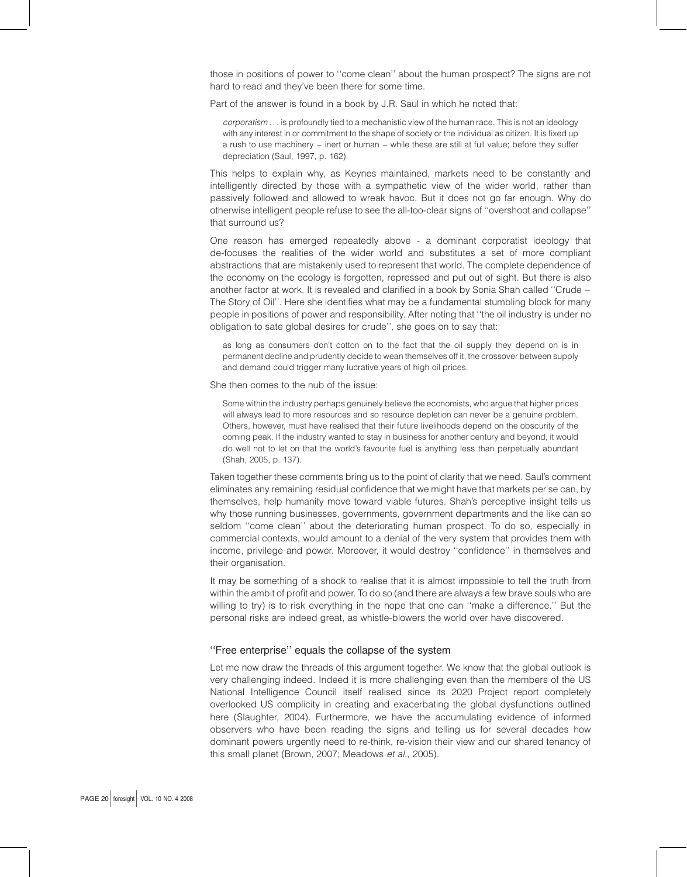those in positions of power to ''come clean'' about the human prospect? The signs are not hard to read and they've been there for some time.

Part of the answer is found in a book by J.R. Saul in which he noted that:

> *corporatism* . . . is profoundly tied to a mechanistic view of the human race. This is not an ideology with any interest in or commitment to the shape of society or the individual as citizen. It is fixed up a rush to use machinery – inert or human – while these are still at full value; before they suffer depreciation (Saul, 1997, p. 162).

This helps to explain why, as Keynes maintained, markets need to be constantly and intelligently directed by those with a sympathetic view of the wider world, rather than passively followed and allowed to wreak havoc. But it does not go far enough. Why do otherwise intelligent people refuse to see the all-too-clear signs of ''overshoot and collapse'' that surround us?

One reason has emerged repeatedly above - a dominant corporatist ideology that de-focuses the realities of the wider world and substitutes a set of more compliant abstractions that are mistakenly used to represent that world. The complete dependence of the economy on the ecology is forgotten, repressed and put out of sight. But there is also another factor at work. It is revealed and clarified in a book by Sonia Shah called ''Crude – The Story of Oil''. Here she identifies what may be a fundamental stumbling block for many people in positions of power and responsibility. After noting that ''the oil industry is under no obligation to sate global desires for crude'', she goes on to say that:

> as long as consumers don't cotton on to the fact that the oil supply they depend on is in permanent decline and prudently decide to wean themselves off it, the crossover between supply and demand could trigger many lucrative years of high oil prices.

She then comes to the nub of the issue:

> Some within the industry perhaps genuinely believe the economists, who argue that higher prices will always lead to more resources and so resource depletion can never be a genuine problem. Others, however, must have realised that their future livelihoods depend on the obscurity of the coming peak. If the industry wanted to stay in business for another century and beyond, it would do well not to let on that the world's favourite fuel is anything less than perpetually abundant (Shah, 2005, p. 137).

Taken together these comments bring us to the point of clarity that we need. Saul's comment eliminates any remaining residual confidence that we might have that markets per se can, by themselves, help humanity move toward viable futures. Shah's perceptive insight tells us why those running businesses, governments, government departments and the like can so seldom ''come clean'' about the deteriorating human prospect. To do so, especially in commercial contexts, would amount to a denial of the very system that provides them with income, privilege and power. Moreover, it would destroy ''confidence'' in themselves and their organisation.

It may be something of a shock to realise that it is almost impossible to tell the truth from within the ambit of profit and power. To do so (and there are always a few brave souls who are willing to try) is to risk everything in the hope that one can ''make a difference.'' But the personal risks are indeed great, as whistle-blowers the world over have discovered.

## ''Free enterprise'' equals the collapse of the system

Let me now draw the threads of this argument together. We know that the global outlook is very challenging indeed. Indeed it is more challenging even than the members of the US National Intelligence Council itself realised since its 2020 Project report completely overlooked US complicity in creating and exacerbating the global dysfunctions outlined here (Slaughter, 2004). Furthermore, we have the accumulating evidence of informed observers who have been reading the signs and telling us for several decades how dominant powers urgently need to re-think, re-vision their view and our shared tenancy of this small planet (Brown, 2007; Meadows *et al.*, 2005).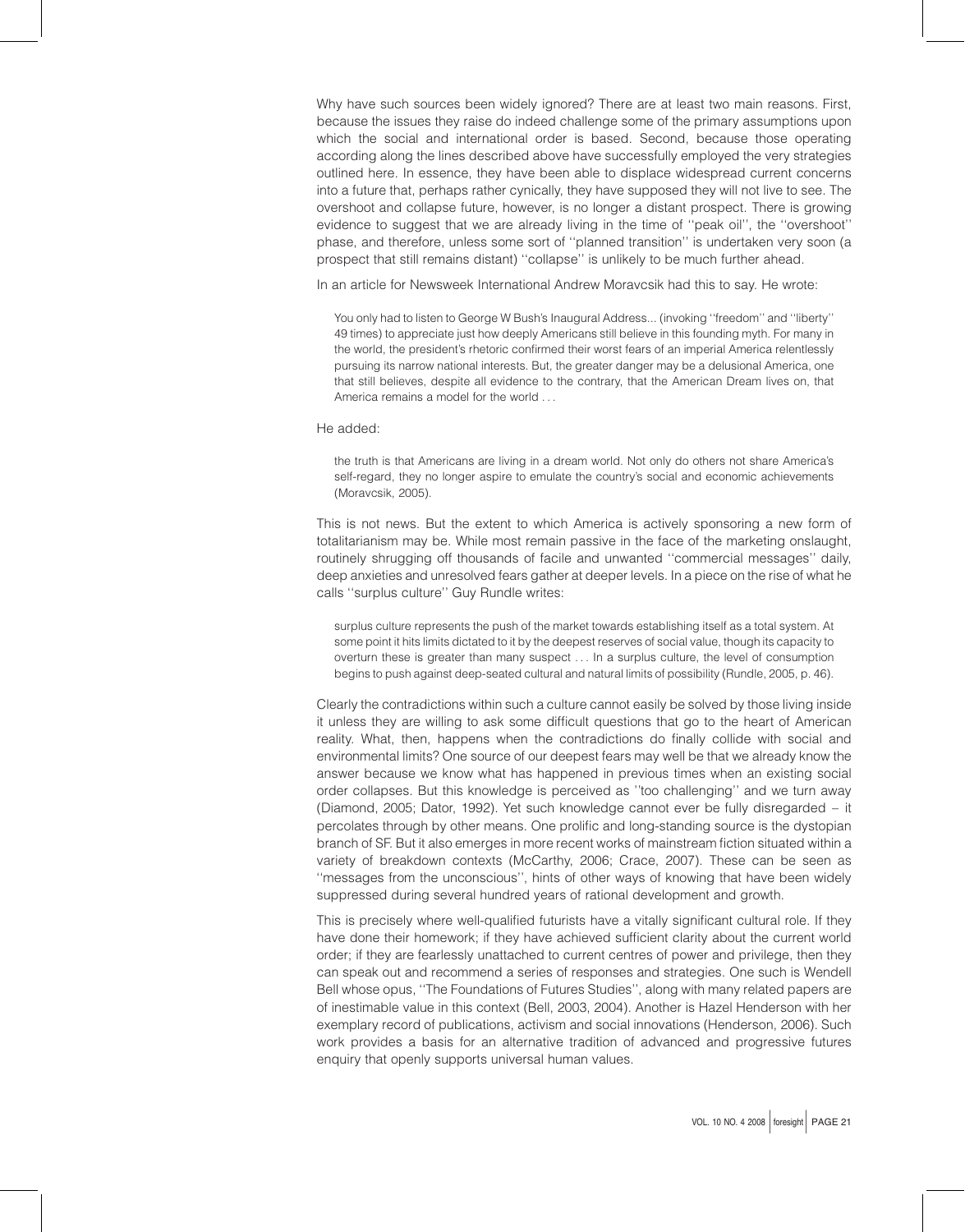Why have such sources been widely ignored? There are at least two main reasons. First, because the issues they raise do indeed challenge some of the primary assumptions upon which the social and international order is based. Second, because those operating according along the lines described above have successfully employed the very strategies outlined here. In essence, they have been able to displace widespread current concerns into a future that, perhaps rather cynically, they have supposed they will not live to see. The overshoot and collapse future, however, is no longer a distant prospect. There is growing evidence to suggest that we are already living in the time of ''peak oil'', the ''overshoot'' phase, and therefore, unless some sort of ''planned transition'' is undertaken very soon (a prospect that still remains distant) ''collapse'' is unlikely to be much further ahead.

In an article for Newsweek International Andrew Moravcsik had this to say. He wrote:

> You only had to listen to George W Bush's Inaugural Address... (invoking ''freedom'' and ''liberty'' 49 times) to appreciate just how deeply Americans still believe in this founding myth. For many in the world, the president's rhetoric confirmed their worst fears of an imperial America relentlessly pursuing its narrow national interests. But, the greater danger may be a delusional America, one that still believes, despite all evidence to the contrary, that the American Dream lives on, that America remains a model for the world . . .

He added:

> the truth is that Americans are living in a dream world. Not only do others not share America's self-regard, they no longer aspire to emulate the country's social and economic achievements (Moravcsik, 2005).

This is not news. But the extent to which America is actively sponsoring a new form of totalitarianism may be. While most remain passive in the face of the marketing onslaught, routinely shrugging off thousands of facile and unwanted ''commercial messages'' daily, deep anxieties and unresolved fears gather at deeper levels. In a piece on the rise of what he calls ''surplus culture'' Guy Rundle writes:

> surplus culture represents the push of the market towards establishing itself as a total system. At some point it hits limits dictated to it by the deepest reserves of social value, though its capacity to overturn these is greater than many suspect . . . In a surplus culture, the level of consumption begins to push against deep-seated cultural and natural limits of possibility (Rundle, 2005, p. 46).

Clearly the contradictions within such a culture cannot easily be solved by those living inside it unless they are willing to ask some difficult questions that go to the heart of American reality. What, then, happens when the contradictions do finally collide with social and environmental limits? One source of our deepest fears may well be that we already know the answer because we know what has happened in previous times when an existing social order collapses. But this knowledge is perceived as ''too challenging'' and we turn away (Diamond, 2005; Dator, 1992). Yet such knowledge cannot ever be fully disregarded – it percolates through by other means. One prolific and long-standing source is the dystopian branch of SF. But it also emerges in more recent works of mainstream fiction situated within a variety of breakdown contexts (McCarthy, 2006; Crace, 2007). These can be seen as ''messages from the unconscious'', hints of other ways of knowing that have been widely suppressed during several hundred years of rational development and growth.

This is precisely where well-qualified futurists have a vitally significant cultural role. If they have done their homework; if they have achieved sufficient clarity about the current world order; if they are fearlessly unattached to current centres of power and privilege, then they can speak out and recommend a series of responses and strategies. One such is Wendell Bell whose opus, ''The Foundations of Futures Studies'', along with many related papers are of inestimable value in this context (Bell, 2003, 2004). Another is Hazel Henderson with her exemplary record of publications, activism and social innovations (Henderson, 2006). Such work provides a basis for an alternative tradition of advanced and progressive futures enquiry that openly supports universal human values.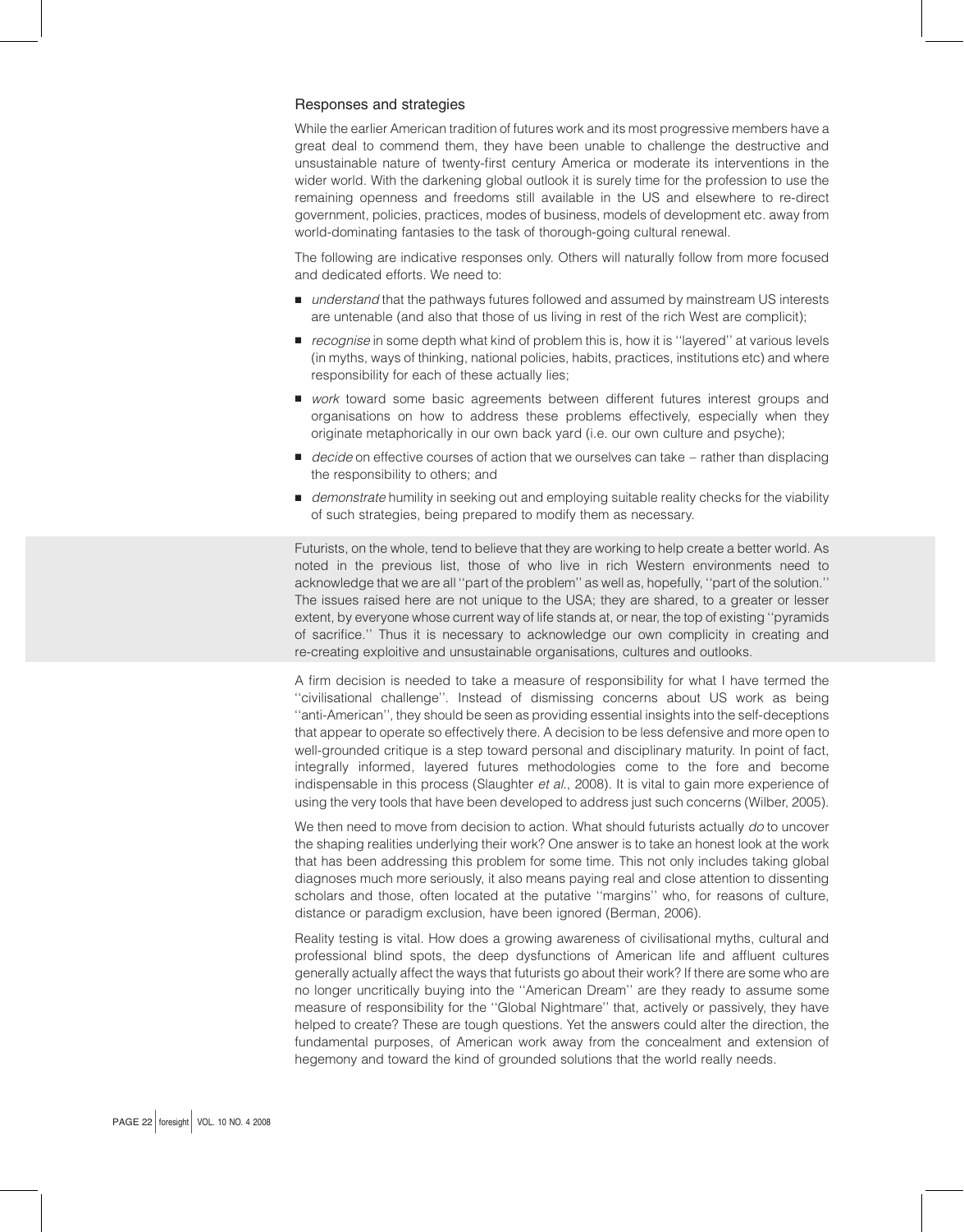## Responses and strategies

While the earlier American tradition of futures work and its most progressive members have a great deal to commend them, they have been unable to challenge the destructive and unsustainable nature of twenty-first century America or moderate its interventions in the wider world. With the darkening global outlook it is surely time for the profession to use the remaining openness and freedoms still available in the US and elsewhere to re-direct government, policies, practices, modes of business, models of development etc. away from world-dominating fantasies to the task of thorough-going cultural renewal.

The following are indicative responses only. Others will naturally follow from more focused and dedicated efforts. We need to:

- *understand* that the pathways futures followed and assumed by mainstream US interests are untenable (and also that those of us living in rest of the rich West are complicit);
- *recognise* in some depth what kind of problem this is, how it is ''layered'' at various levels (in myths, ways of thinking, national policies, habits, practices, institutions etc) and where responsibility for each of these actually lies;
- *work* toward some basic agreements between different futures interest groups and organisations on how to address these problems effectively, especially when they originate metaphorically in our own back yard (i.e. our own culture and psyche);
- *decide* on effective courses of action that we ourselves can take – rather than displacing the responsibility to others; and
- *demonstrate* humility in seeking out and employing suitable reality checks for the viability of such strategies, being prepared to modify them as necessary.

Futurists, on the whole, tend to believe that they are working to help create a better world. As noted in the previous list, those of who live in rich Western environments need to acknowledge that we are all ''part of the problem'' as well as, hopefully, ''part of the solution.'' The issues raised here are not unique to the USA; they are shared, to a greater or lesser extent, by everyone whose current way of life stands at, or near, the top of existing ''pyramids of sacrifice.'' Thus it is necessary to acknowledge our own complicity in creating and re-creating exploitive and unsustainable organisations, cultures and outlooks.

A firm decision is needed to take a measure of responsibility for what I have termed the ''civilisational challenge''. Instead of dismissing concerns about US work as being ''anti-American'', they should be seen as providing essential insights into the self-deceptions that appear to operate so effectively there. A decision to be less defensive and more open to well-grounded critique is a step toward personal and disciplinary maturity. In point of fact, integrally informed, layered futures methodologies come to the fore and become indispensable in this process (Slaughter *et al.*, 2008). It is vital to gain more experience of using the very tools that have been developed to address just such concerns (Wilber, 2005).

We then need to move from decision to action. What should futurists actually *do* to uncover the shaping realities underlying their work? One answer is to take an honest look at the work that has been addressing this problem for some time. This not only includes taking global diagnoses much more seriously, it also means paying real and close attention to dissenting scholars and those, often located at the putative ''margins'' who, for reasons of culture, distance or paradigm exclusion, have been ignored (Berman, 2006).

Reality testing is vital. How does a growing awareness of civilisational myths, cultural and professional blind spots, the deep dysfunctions of American life and affluent cultures generally actually affect the ways that futurists go about their work? If there are some who are no longer uncritically buying into the ''American Dream'' are they ready to assume some measure of responsibility for the ''Global Nightmare'' that, actively or passively, they have helped to create? These are tough questions. Yet the answers could alter the direction, the fundamental purposes, of American work away from the concealment and extension of hegemony and toward the kind of grounded solutions that the world really needs.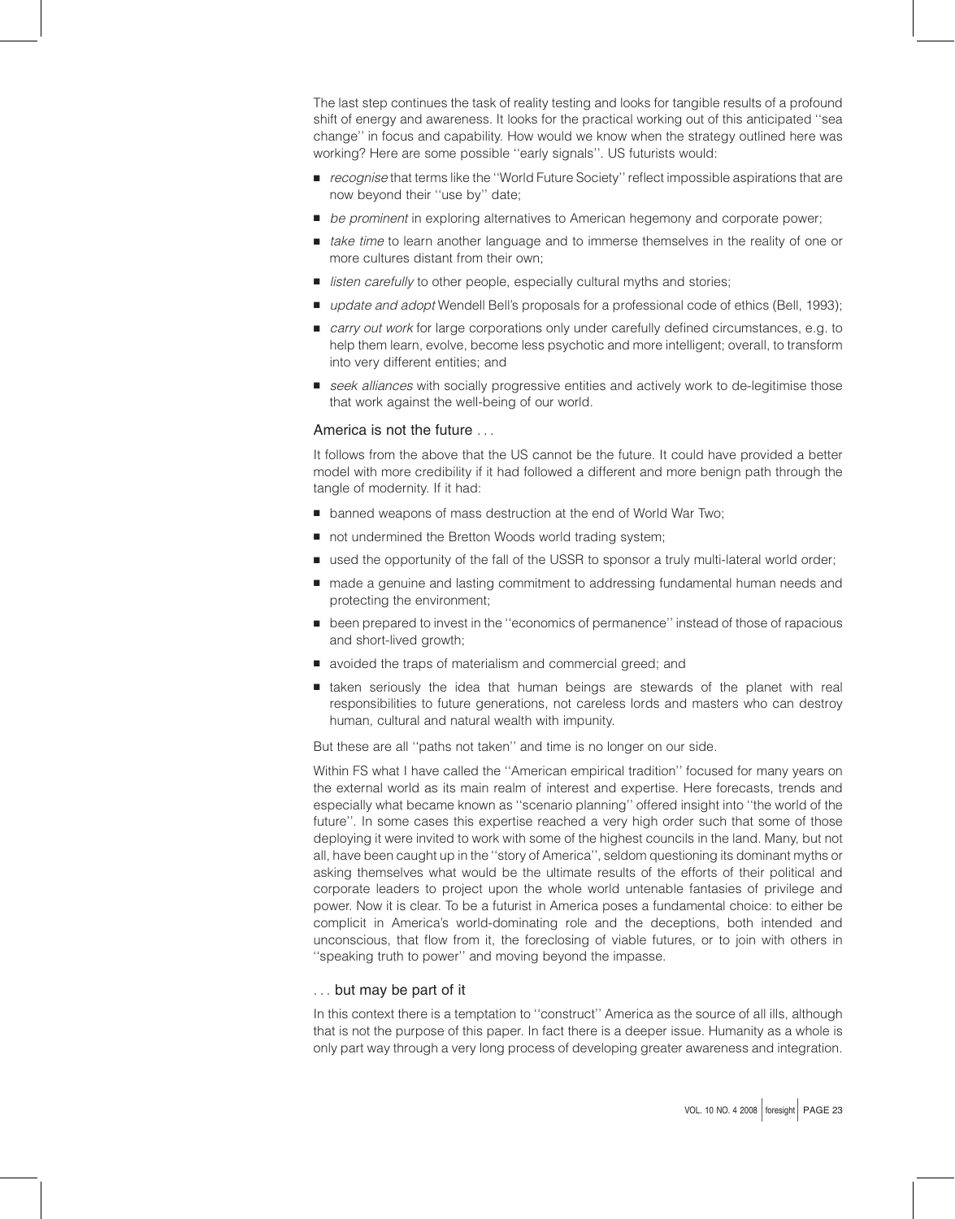The last step continues the task of reality testing and looks for tangible results of a profound shift of energy and awareness. It looks for the practical working out of this anticipated ''sea change'' in focus and capability. How would we know when the strategy outlined here was working? Here are some possible ''early signals''. US futurists would:

- *recognise* that terms like the ''World Future Society'' reflect impossible aspirations that are now beyond their ''use by'' date;
- *be prominent* in exploring alternatives to American hegemony and corporate power;
- *take time* to learn another language and to immerse themselves in the reality of one or more cultures distant from their own;
- *listen carefully* to other people, especially cultural myths and stories;
- *update and adopt* Wendell Bell's proposals for a professional code of ethics (Bell, 1993);
- *carry out work* for large corporations only under carefully defined circumstances, e.g. to help them learn, evolve, become less psychotic and more intelligent; overall, to transform into very different entities; and
- *seek alliances* with socially progressive entities and actively work to de-legitimise those that work against the well-being of our world.

## America is not the future . . .

It follows from the above that the US cannot be the future. It could have provided a better model with more credibility if it had followed a different and more benign path through the tangle of modernity. If it had:

- banned weapons of mass destruction at the end of World War Two;
- not undermined the Bretton Woods world trading system;
- used the opportunity of the fall of the USSR to sponsor a truly multi-lateral world order;
- made a genuine and lasting commitment to addressing fundamental human needs and protecting the environment;
- been prepared to invest in the ''economics of permanence'' instead of those of rapacious and short-lived growth;
- avoided the traps of materialism and commercial greed; and
- taken seriously the idea that human beings are stewards of the planet with real responsibilities to future generations, not careless lords and masters who can destroy human, cultural and natural wealth with impunity.

But these are all ''paths not taken'' and time is no longer on our side.

Within FS what I have called the ''American empirical tradition'' focused for many years on the external world as its main realm of interest and expertise. Here forecasts, trends and especially what became known as ''scenario planning'' offered insight into ''the world of the future''. In some cases this expertise reached a very high order such that some of those deploying it were invited to work with some of the highest councils in the land. Many, but not all, have been caught up in the ''story of America'', seldom questioning its dominant myths or asking themselves what would be the ultimate results of the efforts of their political and corporate leaders to project upon the whole world untenable fantasies of privilege and power. Now it is clear. To be a futurist in America poses a fundamental choice: to either be complicit in America's world-dominating role and the deceptions, both intended and unconscious, that flow from it, the foreclosing of viable futures, or to join with others in ''speaking truth to power'' and moving beyond the impasse.

## . . . but may be part of it

In this context there is a temptation to ''construct'' America as the source of all ills, although that is not the purpose of this paper. In fact there is a deeper issue. Humanity as a whole is only part way through a very long process of developing greater awareness and integration.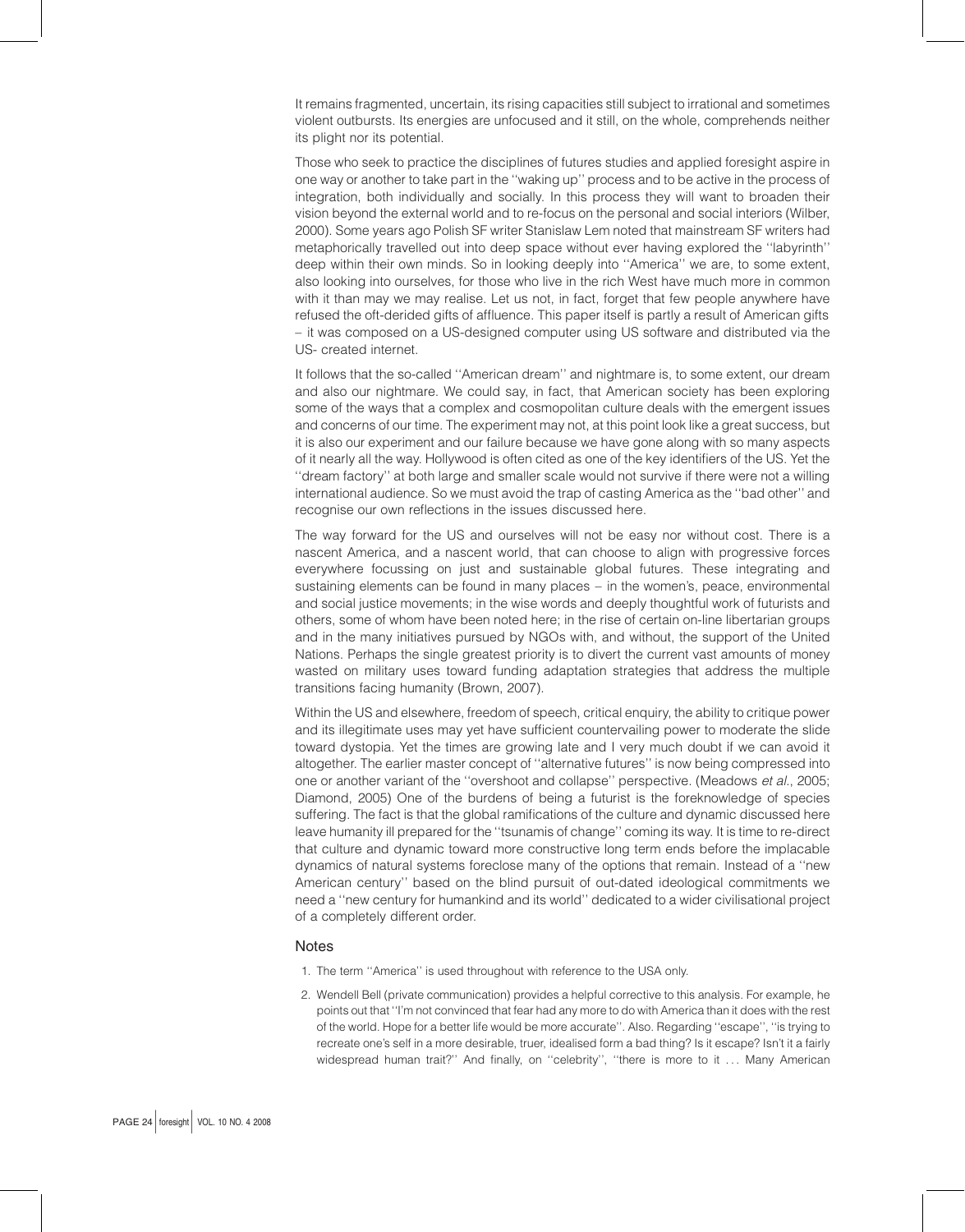It remains fragmented, uncertain, its rising capacities still subject to irrational and sometimes violent outbursts. Its energies are unfocused and it still, on the whole, comprehends neither its plight nor its potential.

Those who seek to practice the disciplines of futures studies and applied foresight aspire in one way or another to take part in the ''waking up'' process and to be active in the process of integration, both individually and socially. In this process they will want to broaden their vision beyond the external world and to re-focus on the personal and social interiors (Wilber, 2000). Some years ago Polish SF writer Stanislaw Lem noted that mainstream SF writers had metaphorically travelled out into deep space without ever having explored the ''labyrinth'' deep within their own minds. So in looking deeply into ''America'' we are, to some extent, also looking into ourselves, for those who live in the rich West have much more in common with it than may we may realise. Let us not, in fact, forget that few people anywhere have refused the oft-derided gifts of affluence. This paper itself is partly a result of American gifts – it was composed on a US-designed computer using US software and distributed via the US- created internet.

It follows that the so-called ''American dream'' and nightmare is, to some extent, our dream and also our nightmare. We could say, in fact, that American society has been exploring some of the ways that a complex and cosmopolitan culture deals with the emergent issues and concerns of our time. The experiment may not, at this point look like a great success, but it is also our experiment and our failure because we have gone along with so many aspects of it nearly all the way. Hollywood is often cited as one of the key identifiers of the US. Yet the ''dream factory'' at both large and smaller scale would not survive if there were not a willing international audience. So we must avoid the trap of casting America as the ''bad other'' and recognise our own reflections in the issues discussed here.

The way forward for the US and ourselves will not be easy nor without cost. There is a nascent America, and a nascent world, that can choose to align with progressive forces everywhere focussing on just and sustainable global futures. These integrating and sustaining elements can be found in many places – in the women's, peace, environmental and social justice movements; in the wise words and deeply thoughtful work of futurists and others, some of whom have been noted here; in the rise of certain on-line libertarian groups and in the many initiatives pursued by NGOs with, and without, the support of the United Nations. Perhaps the single greatest priority is to divert the current vast amounts of money wasted on military uses toward funding adaptation strategies that address the multiple transitions facing humanity (Brown, 2007).

Within the US and elsewhere, freedom of speech, critical enquiry, the ability to critique power and its illegitimate uses may yet have sufficient countervailing power to moderate the slide toward dystopia. Yet the times are growing late and I very much doubt if we can avoid it altogether. The earlier master concept of ''alternative futures'' is now being compressed into one or another variant of the ''overshoot and collapse'' perspective. (Meadows *et al.*, 2005; Diamond, 2005) One of the burdens of being a futurist is the foreknowledge of species suffering. The fact is that the global ramifications of the culture and dynamic discussed here leave humanity ill prepared for the ''tsunamis of change'' coming its way. It is time to re-direct that culture and dynamic toward more constructive long term ends before the implacable dynamics of natural systems foreclose many of the options that remain. Instead of a ''new American century'' based on the blind pursuit of out-dated ideological commitments we need a ''new century for humankind and its world'' dedicated to a wider civilisational project of a completely different order.

## Notes

1. The term ''America'' is used throughout with reference to the USA only.
2. Wendell Bell (private communication) provides a helpful corrective to this analysis. For example, he points out that ''I'm not convinced that fear had any more to do with America than it does with the rest of the world. Hope for a better life would be more accurate''. Also. Regarding ''escape'', ''is trying to recreate one's self in a more desirable, truer, idealised form a bad thing? Is it escape? Isn't it a fairly widespread human trait?'' And finally, on ''celebrity'', ''there is more to it . . . Many American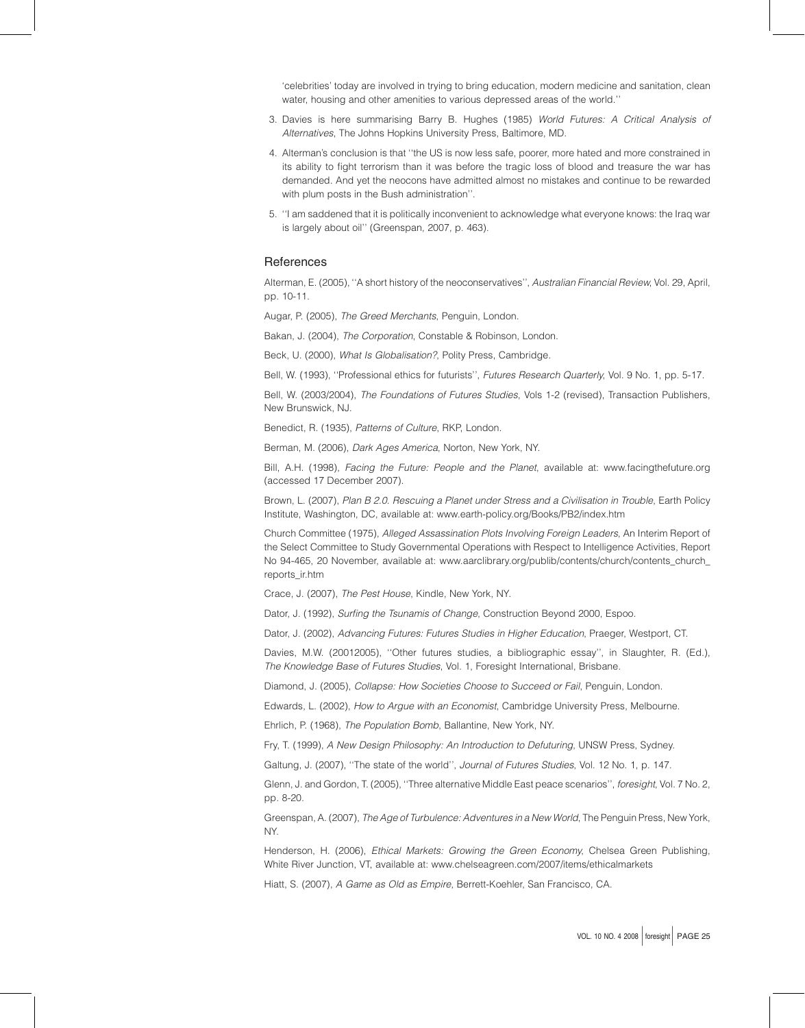'celebrities' today are involved in trying to bring education, modern medicine and sanitation, clean water, housing and other amenities to various depressed areas of the world.''

3. Davies is here summarising Barry B. Hughes (1985) *World Futures: A Critical Analysis of Alternatives*, The Johns Hopkins University Press, Baltimore, MD.

4. Alterman's conclusion is that ''the US is now less safe, poorer, more hated and more constrained in its ability to fight terrorism than it was before the tragic loss of blood and treasure the war has demanded. And yet the neocons have admitted almost no mistakes and continue to be rewarded with plum posts in the Bush administration''.

5. ''I am saddened that it is politically inconvenient to acknowledge what everyone knows: the Iraq war is largely about oil'' (Greenspan, 2007, p. 463).

## References

Alterman, E. (2005), ''A short history of the neoconservatives'', *Australian Financial Review*, Vol. 29, April, pp. 10-11.

Augar, P. (2005), *The Greed Merchants*, Penguin, London.

Bakan, J. (2004), *The Corporation*, Constable & Robinson, London.

Beck, U. (2000), *What Is Globalisation?*, Polity Press, Cambridge.

Bell, W. (1993), ''Professional ethics for futurists'', *Futures Research Quarterly*, Vol. 9 No. 1, pp. 5-17.

Bell, W. (2003/2004), *The Foundations of Futures Studies*, Vols 1-2 (revised), Transaction Publishers, New Brunswick, NJ.

Benedict, R. (1935), *Patterns of Culture*, RKP, London.

Berman, M. (2006), *Dark Ages America*, Norton, New York, NY.

Bill, A.H. (1998), *Facing the Future: People and the Planet*, available at: www.facingthefuture.org (accessed 17 December 2007).

Brown, L. (2007), *Plan B 2.0. Rescuing a Planet under Stress and a Civilisation in Trouble*, Earth Policy Institute, Washington, DC, available at: www.earth-policy.org/Books/PB2/index.htm

Church Committee (1975), *Alleged Assassination Plots Involving Foreign Leaders*, An Interim Report of the Select Committee to Study Governmental Operations with Respect to Intelligence Activities, Report No 94-465, 20 November, available at: www.aarclibrary.org/publib/contents/church/contents_church_reports_ir.htm

Crace, J. (2007), *The Pest House*, Kindle, New York, NY.

Dator, J. (1992), *Surfing the Tsunamis of Change*, Construction Beyond 2000, Espoo.

Dator, J. (2002), *Advancing Futures: Futures Studies in Higher Education*, Praeger, Westport, CT.

Davies, M.W. (20012005), ''Other futures studies, a bibliographic essay'', in Slaughter, R. (Ed.), *The Knowledge Base of Futures Studies*, Vol. 1, Foresight International, Brisbane.

Diamond, J. (2005), *Collapse: How Societies Choose to Succeed or Fail*, Penguin, London.

Edwards, L. (2002), *How to Argue with an Economist*, Cambridge University Press, Melbourne.

Ehrlich, P. (1968), *The Population Bomb*, Ballantine, New York, NY.

Fry, T. (1999), *A New Design Philosophy: An Introduction to Defuturing*, UNSW Press, Sydney.

Galtung, J. (2007), ''The state of the world'', *Journal of Futures Studies*, Vol. 12 No. 1, p. 147.

Glenn, J. and Gordon, T. (2005), ''Three alternative Middle East peace scenarios'', *foresight*, Vol. 7 No. 2, pp. 8-20.

Greenspan, A. (2007), *The Age of Turbulence: Adventures in a New World*, The Penguin Press, New York, NY.

Henderson, H. (2006), *Ethical Markets: Growing the Green Economy*, Chelsea Green Publishing, White River Junction, VT, available at: www.chelseagreen.com/2007/items/ethicalmarkets

Hiatt, S. (2007), *A Game as Old as Empire*, Berrett-Koehler, San Francisco, CA.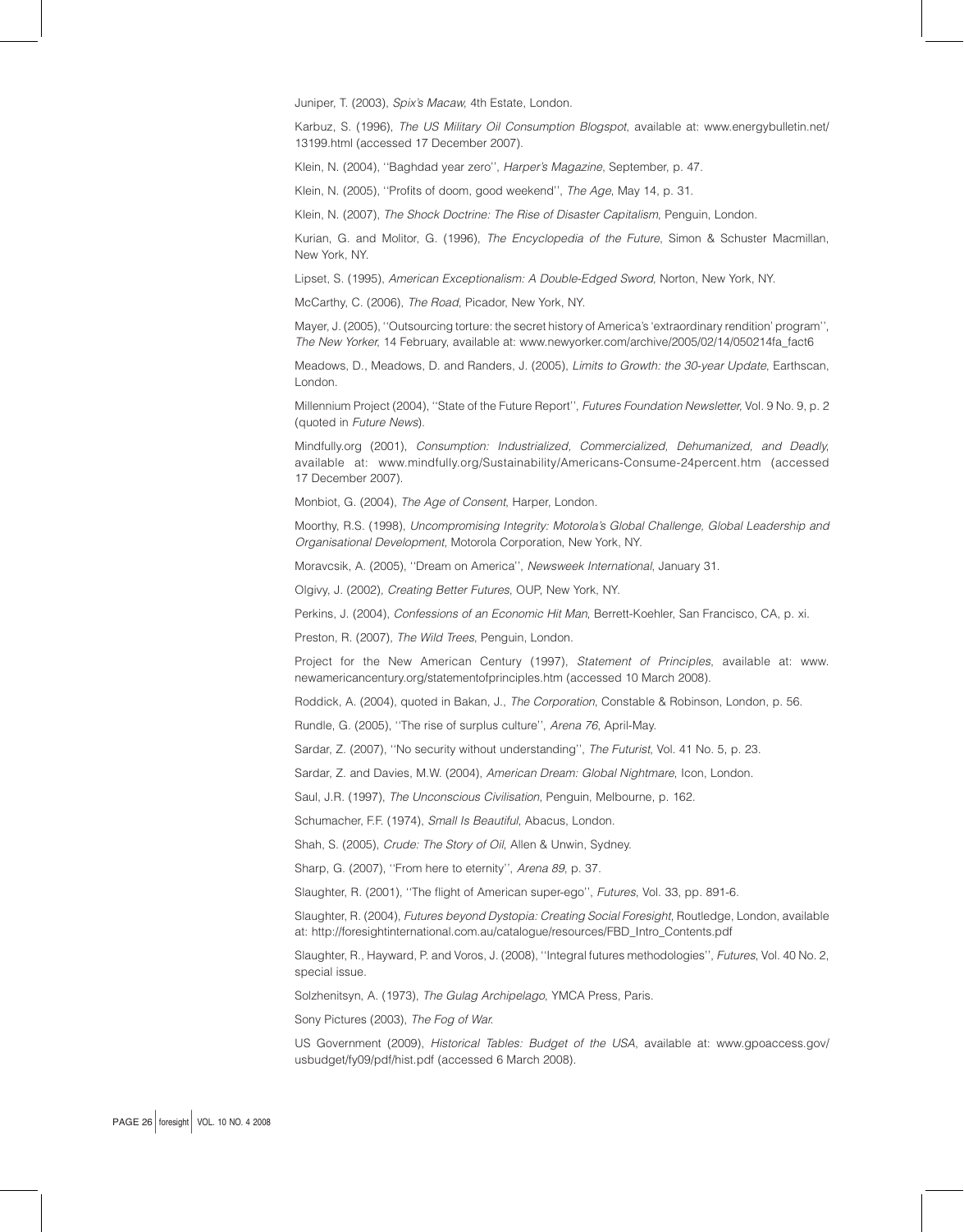Juniper, T. (2003), *Spix's Macaw*, 4th Estate, London.

Karbuz, S. (1996), *The US Military Oil Consumption Blogspot*, available at: www.energybulletin.net/13199.html (accessed 17 December 2007).

Klein, N. (2004), ''Baghdad year zero'', *Harper's Magazine*, September, p. 47.

Klein, N. (2005), ''Profits of doom, good weekend'', *The Age*, May 14, p. 31.

Klein, N. (2007), *The Shock Doctrine: The Rise of Disaster Capitalism*, Penguin, London.

Kurian, G. and Molitor, G. (1996), *The Encyclopedia of the Future*, Simon & Schuster Macmillan, New York, NY.

Lipset, S. (1995), *American Exceptionalism: A Double-Edged Sword*, Norton, New York, NY.

McCarthy, C. (2006), *The Road*, Picador, New York, NY.

Mayer, J. (2005), ''Outsourcing torture: the secret history of America's 'extraordinary rendition' program'', *The New Yorker*, 14 February, available at: www.newyorker.com/archive/2005/02/14/050214fa_fact6

Meadows, D., Meadows, D. and Randers, J. (2005), *Limits to Growth: the 30-year Update*, Earthscan, London.

Millennium Project (2004), ''State of the Future Report'', *Futures Foundation Newsletter*, Vol. 9 No. 9, p. 2 (quoted in *Future News*).

Mindfully.org (2001), *Consumption: Industrialized, Commercialized, Dehumanized, and Deadly*, available at: www.mindfully.org/Sustainability/Americans-Consume-24percent.htm (accessed 17 December 2007).

Monbiot, G. (2004), *The Age of Consent*, Harper, London.

Moorthy, R.S. (1998), *Uncompromising Integrity: Motorola's Global Challenge, Global Leadership and Organisational Development*, Motorola Corporation, New York, NY.

Moravcsik, A. (2005), ''Dream on America'', *Newsweek International*, January 31.

Olgivy, J. (2002), *Creating Better Futures*, OUP, New York, NY.

Perkins, J. (2004), *Confessions of an Economic Hit Man*, Berrett-Koehler, San Francisco, CA, p. xi.

Preston, R. (2007), *The Wild Trees*, Penguin, London.

Project for the New American Century (1997), *Statement of Principles*, available at: www.newamericancentury.org/statementofprinciples.htm (accessed 10 March 2008).

Roddick, A. (2004), quoted in Bakan, J., *The Corporation*, Constable & Robinson, London, p. 56.

Rundle, G. (2005), ''The rise of surplus culture'', *Arena 76*, April-May.

Sardar, Z. (2007), ''No security without understanding'', *The Futurist*, Vol. 41 No. 5, p. 23.

Sardar, Z. and Davies, M.W. (2004), *American Dream: Global Nightmare*, Icon, London.

Saul, J.R. (1997), *The Unconscious Civilisation*, Penguin, Melbourne, p. 162.

Schumacher, F.F. (1974), *Small Is Beautiful*, Abacus, London.

Shah, S. (2005), *Crude: The Story of Oil*, Allen & Unwin, Sydney.

Sharp, G. (2007), ''From here to eternity'', *Arena 89*, p. 37.

Slaughter, R. (2001), ''The flight of American super-ego'', *Futures*, Vol. 33, pp. 891-6.

Slaughter, R. (2004), *Futures beyond Dystopia: Creating Social Foresight*, Routledge, London, available at: http://foresightinternational.com.au/catalogue/resources/FBD_Intro_Contents.pdf

Slaughter, R., Hayward, P. and Voros, J. (2008), ''Integral futures methodologies'', *Futures*, Vol. 40 No. 2, special issue.

Solzhenitsyn, A. (1973), *The Gulag Archipelago*, YMCA Press, Paris.

Sony Pictures (2003), *The Fog of War*.

US Government (2009), *Historical Tables: Budget of the USA*, available at: www.gpoaccess.gov/usbudget/fy09/pdf/hist.pdf (accessed 6 March 2008).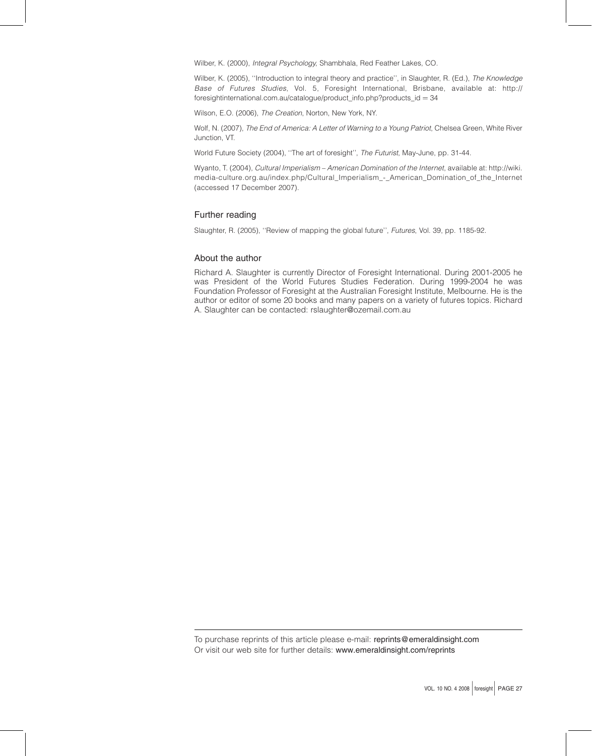Wilber, K. (2000), *Integral Psychology*, Shambhala, Red Feather Lakes, CO.

Wilber, K. (2005), ''Introduction to integral theory and practice'', in Slaughter, R. (Ed.), *The Knowledge Base of Futures Studies*, Vol. 5, Foresight International, Brisbane, available at: http://foresightinternational.com.au/catalogue/product_info.php?products_id = 34

Wilson, E.O. (2006), *The Creation*, Norton, New York, NY.

Wolf, N. (2007), *The End of America: A Letter of Warning to a Young Patriot*, Chelsea Green, White River Junction, VT.

World Future Society (2004), ''The art of foresight'', *The Futurist*, May-June, pp. 31-44.

Wyanto, T. (2004), *Cultural Imperialism – American Domination of the Internet*, available at: http://wiki.media-culture.org.au/index.php/Cultural_Imperialism_-_American_Domination_of_the_Internet (accessed 17 December 2007).

## Further reading

Slaughter, R. (2005), ''Review of mapping the global future'', *Futures*, Vol. 39, pp. 1185-92.

## About the author

Richard A. Slaughter is currently Director of Foresight International. During 2001-2005 he was President of the World Futures Studies Federation. During 1999-2004 he was Foundation Professor of Foresight at the Australian Foresight Institute, Melbourne. He is the author or editor of some 20 books and many papers on a variety of futures topics. Richard A. Slaughter can be contacted: rslaughter@ozemail.com.au

To purchase reprints of this article please e-mail: reprints@emeraldinsight.com
Or visit our web site for further details: www.emeraldinsight.com/reprints